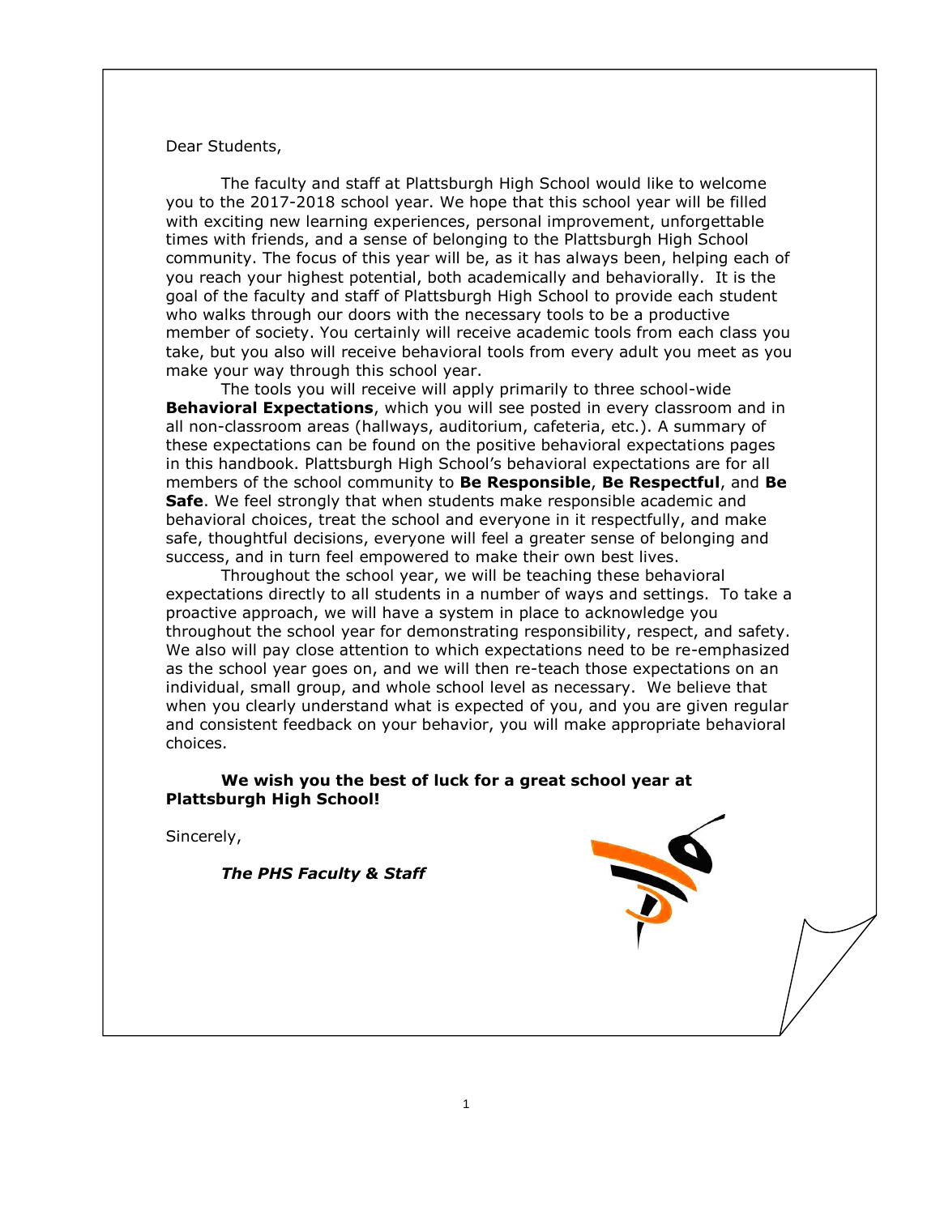Dear Students,

The faculty and staff at Plattsburgh High School would like to welcome you to the 2017-2018 school year. We hope that this school year will be filled with exciting new learning experiences, personal improvement, unforgettable times with friends, and a sense of belonging to the Plattsburgh High School community. The focus of this year will be, as it has always been, helping each of you reach your highest potential, both academically and behaviorally. It is the goal of the faculty and staff of Plattsburgh High School to provide each student who walks through our doors with the necessary tools to be a productive member of society. You certainly will receive academic tools from each class you take, but you also will receive behavioral tools from every adult you meet as you make your way through this school year.

The tools you will receive will apply primarily to three school-wide **Behavioral Expectations**, which you will see posted in every classroom and in all non-classroom areas (hallways, auditorium, cafeteria, etc.). A summary of these expectations can be found on the positive behavioral expectations pages in this handbook. Plattsburgh High School's behavioral expectations are for all members of the school community to **Be Responsible**, **Be Respectful**, and **Be Safe**. We feel strongly that when students make responsible academic and behavioral choices, treat the school and everyone in it respectfully, and make safe, thoughtful decisions, everyone will feel a greater sense of belonging and success, and in turn feel empowered to make their own best lives.

Throughout the school year, we will be teaching these behavioral expectations directly to all students in a number of ways and settings. To take a proactive approach, we will have a system in place to acknowledge you throughout the school year for demonstrating responsibility, respect, and safety. We also will pay close attention to which expectations need to be re-emphasized as the school year goes on, and we will then re-teach those expectations on an individual, small group, and whole school level as necessary. We believe that when you clearly understand what is expected of you, and you are given regular and consistent feedback on your behavior, you will make appropriate behavioral choices.

**We wish you the best of luck for a great school year at Plattsburgh High School!**

Sincerely,

***The PHS Faculty & Staff***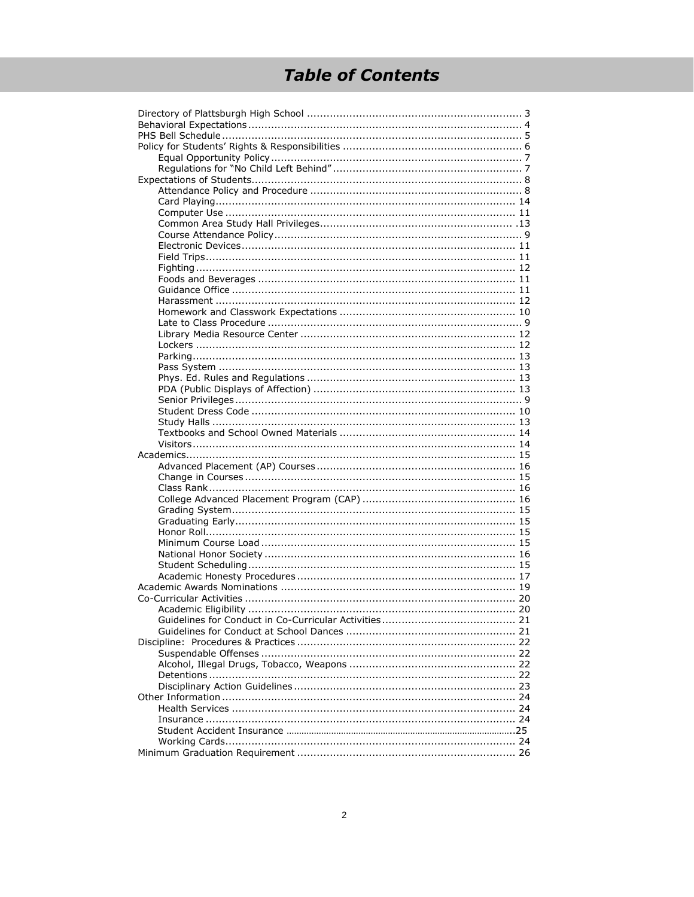# Table of Contents

- Directory of Plattsburgh High School .................................................................. 3
- Behavioral Expectations .................................................................................... 4
- PHS Bell Schedule ............................................................................................ 5
- Policy for Students' Rights & Responsibilities ....................................................... 6
  - Equal Opportunity Policy ............................................................................. 7
  - Regulations for "No Child Left Behind" .......................................................... 7
- Expectations of Students .................................................................................. 8
  - Attendance Policy and Procedure ................................................................. 8
  - Card Playing ............................................................................................ 14
  - Computer Use ......................................................................................... 11
  - Common Area Study Hall Privileges ............................................................ .13
  - Course Attendance Policy ............................................................................ 9
  - Electronic Devices .................................................................................... 11
  - Field Trips ............................................................................................... 11
  - Fighting .................................................................................................. 12
  - Foods and Beverages ............................................................................... 11
  - Guidance Office ....................................................................................... 11
  - Harassment ............................................................................................ 12
  - Homework and Classwork Expectations ...................................................... 10
  - Late to Class Procedure .............................................................................. 9
  - Library Media Resource Center .................................................................. 12
  - Lockers .................................................................................................. 12
  - Parking ................................................................................................... 13
  - Pass System ........................................................................................... 13
  - Phys. Ed. Rules and Regulations ................................................................ 13
  - PDA (Public Displays of Affection) .............................................................. 13
  - Senior Privileges ........................................................................................ 9
  - Student Dress Code ................................................................................. 10
  - Study Halls ............................................................................................. 13
  - Textbooks and School Owned Materials ...................................................... 14
  - Visitors ................................................................................................... 14
- Academics ..................................................................................................... 15
  - Advanced Placement (AP) Courses ............................................................. 16
  - Change in Courses ................................................................................... 15
  - Class Rank .............................................................................................. 16
  - College Advanced Placement Program (CAP) ............................................... 16
  - Grading System ....................................................................................... 15
  - Graduating Early ...................................................................................... 15
  - Honor Roll ............................................................................................... 15
  - Minimum Course Load .............................................................................. 15
  - National Honor Society ............................................................................. 16
  - Student Scheduling .................................................................................. 15
  - Academic Honesty Procedures ................................................................... 17
- Academic Awards Nominations ........................................................................ 19
- Co-Curricular Activities ................................................................................... 20
  - Academic Eligibility .................................................................................. 20
  - Guidelines for Conduct in Co-Curricular Activities ......................................... 21
  - Guidelines for Conduct at School Dances .................................................... 21
- Discipline: Procedures & Practices ................................................................... 22
  - Suspendable Offenses .............................................................................. 22
  - Alcohol, Illegal Drugs, Tobacco, Weapons ................................................... 22
  - Detentions .............................................................................................. 22
  - Disciplinary Action Guidelines .................................................................... 23
- Other Information .......................................................................................... 24
  - Health Services ....................................................................................... 24
  - Insurance ............................................................................................... 24
  - Student Accident Insurance .........................................................................25
  - Working Cards ......................................................................................... 24
- Minimum Graduation Requirement ................................................................... 26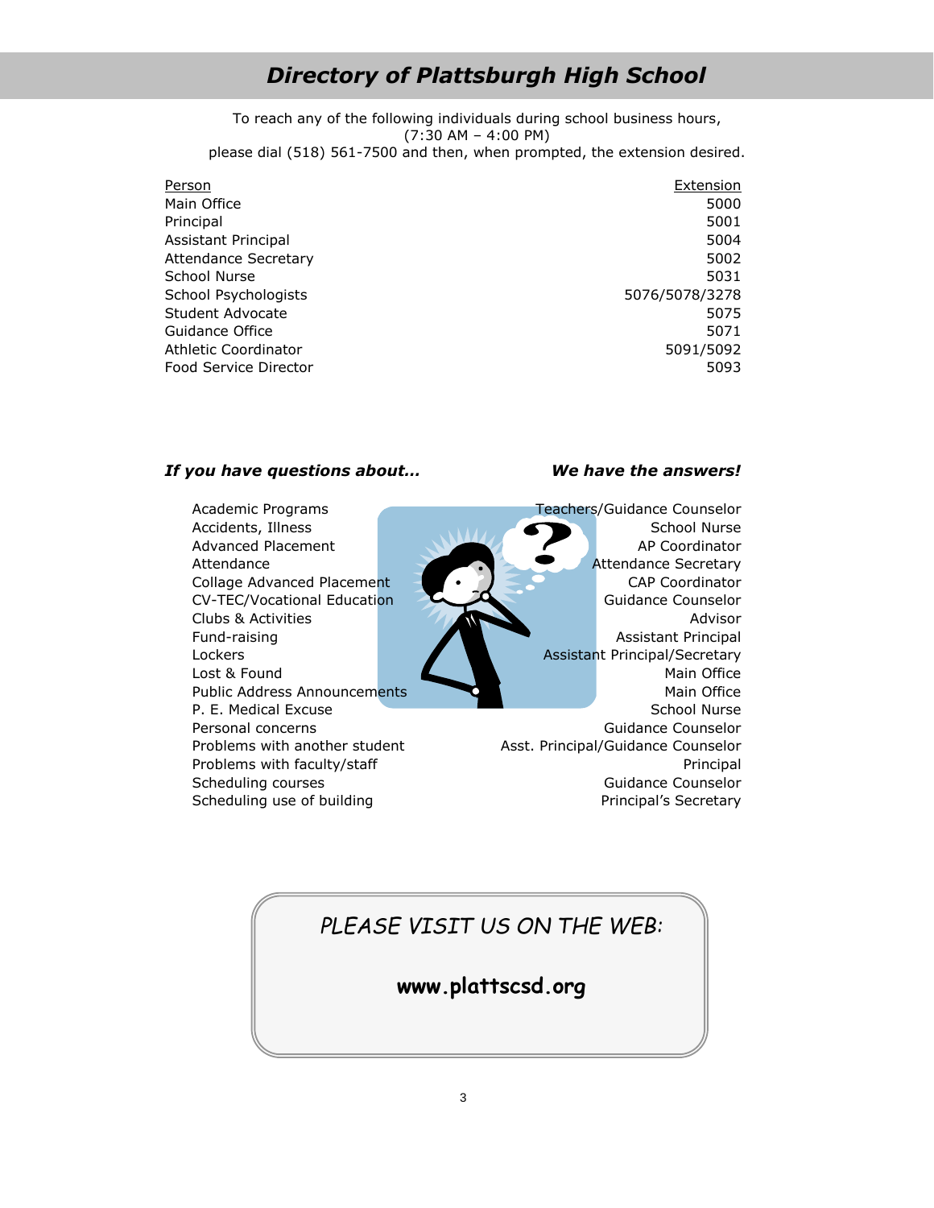# *Directory of Plattsburgh High School*

To reach any of the following individuals during school business hours,
(7:30 AM – 4:00 PM)
please dial (518) 561-7500 and then, when prompted, the extension desired.

| Person | Extension |
|---|---|
| Main Office | 5000 |
| Principal | 5001 |
| Assistant Principal | 5004 |
| Attendance Secretary | 5002 |
| School Nurse | 5031 |
| School Psychologists | 5076/5078/3278 |
| Student Advocate | 5075 |
| Guidance Office | 5071 |
| Athletic Coordinator | 5091/5092 |
| Food Service Director | 5093 |

| *If you have questions about…* | *We have the answers!* |
|---|---|
| Academic Programs | Teachers/Guidance Counselor |
| Accidents, Illness | School Nurse |
| Advanced Placement | AP Coordinator |
| Attendance | Attendance Secretary |
| Collage Advanced Placement | CAP Coordinator |
| CV-TEC/Vocational Education | Guidance Counselor |
| Clubs & Activities | Advisor |
| Fund-raising | Assistant Principal |
| Lockers | Assistant Principal/Secretary |
| Lost & Found | Main Office |
| Public Address Announcements | Main Office |
| P. E. Medical Excuse | School Nurse |
| Personal concerns | Guidance Counselor |
| Problems with another student | Asst. Principal/Guidance Counselor |
| Problems with faculty/staff | Principal |
| Scheduling courses | Guidance Counselor |
| Scheduling use of building | Principal's Secretary |

*PLEASE VISIT US ON THE WEB:*

**www.plattscsd.org**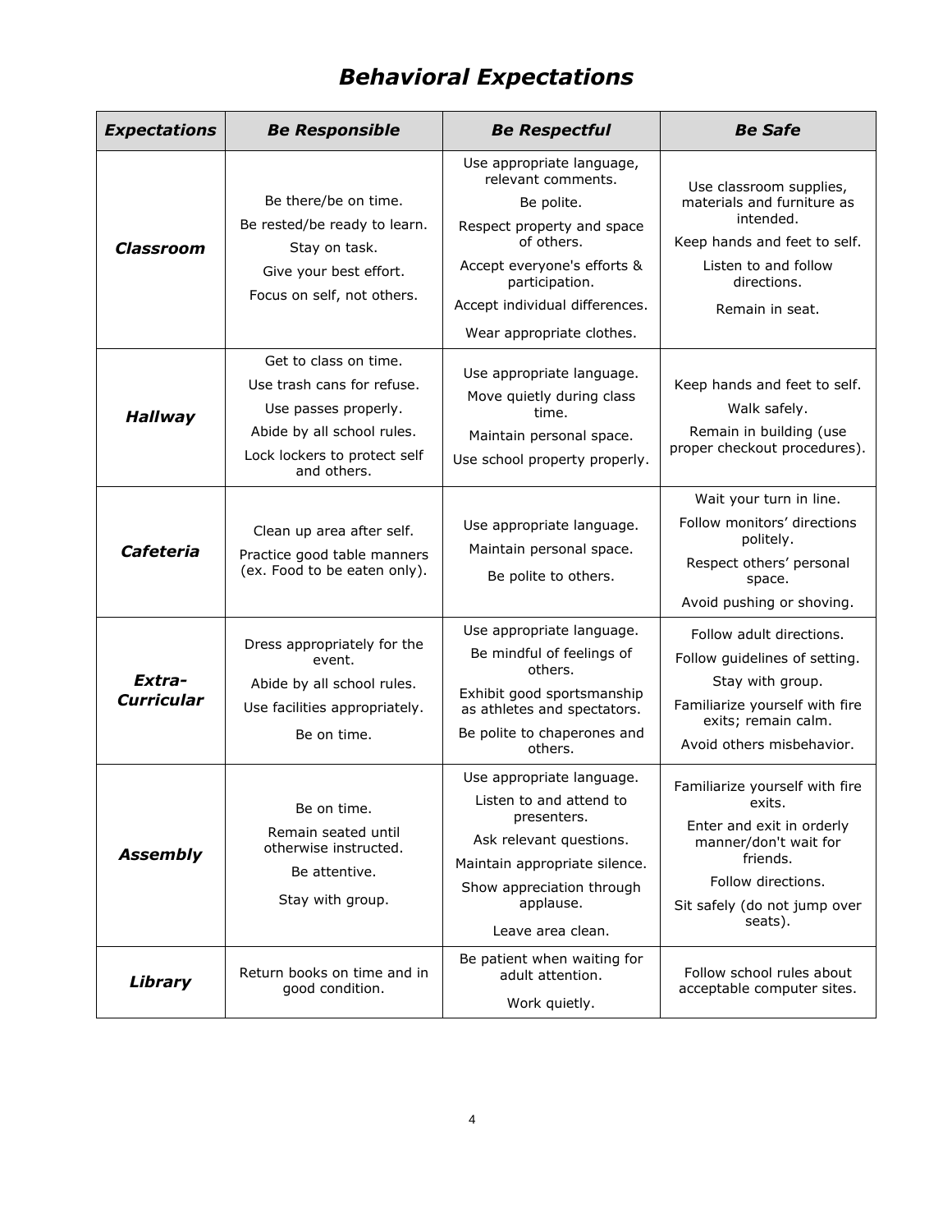# *Behavioral Expectations*

| *Expectations* | *Be Responsible* | *Be Respectful* | *Be Safe* |
|---|---|---|---|
| ***Classroom*** | Be there/be on time.<br>Be rested/be ready to learn.<br>Stay on task.<br>Give your best effort.<br>Focus on self, not others. | Use appropriate language, relevant comments.<br>Be polite.<br>Respect property and space of others.<br>Accept everyone's efforts & participation.<br>Accept individual differences.<br>Wear appropriate clothes. | Use classroom supplies, materials and furniture as intended.<br>Keep hands and feet to self.<br>Listen to and follow directions.<br>Remain in seat. |
| ***Hallway*** | Get to class on time.<br>Use trash cans for refuse.<br>Use passes properly.<br>Abide by all school rules.<br>Lock lockers to protect self and others. | Use appropriate language.<br>Move quietly during class time.<br>Maintain personal space.<br>Use school property properly. | Keep hands and feet to self.<br>Walk safely.<br>Remain in building (use proper checkout procedures). |
| ***Cafeteria*** | Clean up area after self.<br>Practice good table manners (ex. Food to be eaten only). | Use appropriate language.<br>Maintain personal space.<br>Be polite to others. | Wait your turn in line.<br>Follow monitors' directions politely.<br>Respect others' personal space.<br>Avoid pushing or shoving. |
| ***Extra-Curricular*** | Dress appropriately for the event.<br>Abide by all school rules.<br>Use facilities appropriately.<br>Be on time. | Use appropriate language.<br>Be mindful of feelings of others.<br>Exhibit good sportsmanship as athletes and spectators.<br>Be polite to chaperones and others. | Follow adult directions.<br>Follow guidelines of setting.<br>Stay with group.<br>Familiarize yourself with fire exits; remain calm.<br>Avoid others misbehavior. |
| ***Assembly*** | Be on time.<br>Remain seated until otherwise instructed.<br>Be attentive.<br>Stay with group. | Use appropriate language.<br>Listen to and attend to presenters.<br>Ask relevant questions.<br>Maintain appropriate silence.<br>Show appreciation through applause.<br>Leave area clean. | Familiarize yourself with fire exits.<br>Enter and exit in orderly manner/don't wait for friends.<br>Follow directions.<br>Sit safely (do not jump over seats). |
| ***Library*** | Return books on time and in good condition. | Be patient when waiting for adult attention.<br>Work quietly. | Follow school rules about acceptable computer sites. |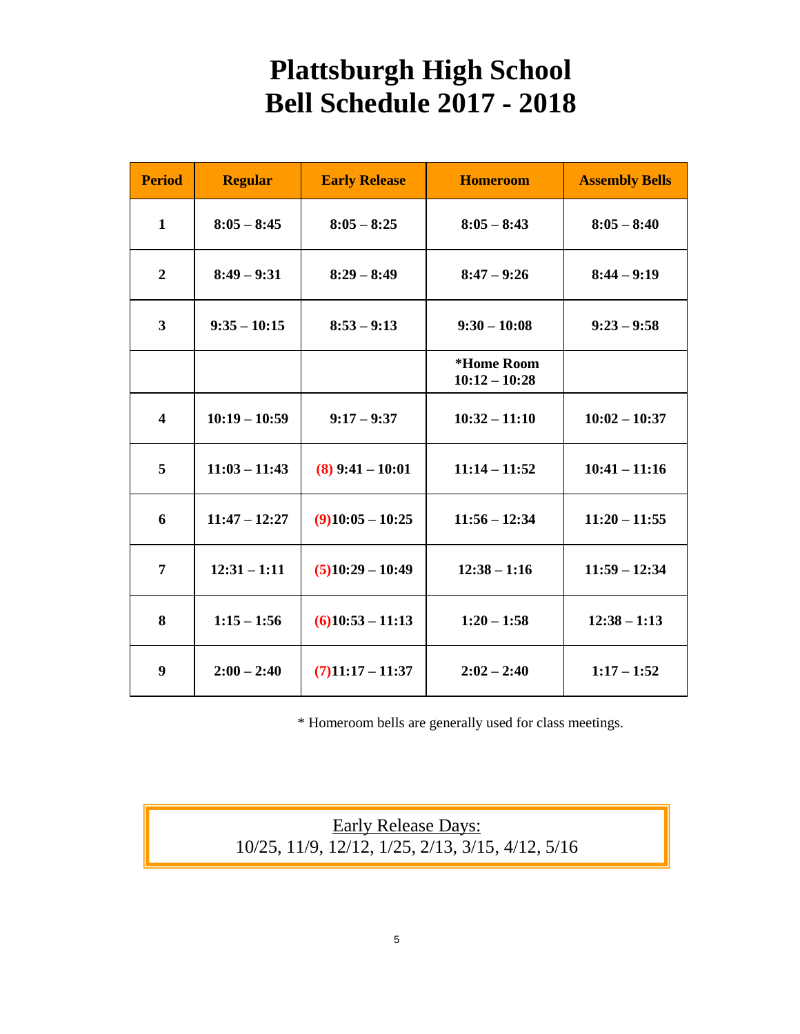# Plattsburgh High School
# Bell Schedule 2017 - 2018

| Period | Regular | Early Release | Homeroom | Assembly Bells |
|---|---|---|---|---|
| 1 | 8:05 – 8:45 | 8:05 – 8:25 | 8:05 – 8:43 | 8:05 – 8:40 |
| 2 | 8:49 – 9:31 | 8:29 – 8:49 | 8:47 – 9:26 | 8:44 – 9:19 |
| 3 | 9:35 – 10:15 | 8:53 – 9:13 | 9:30 – 10:08 | 9:23 – 9:58 |
| | | | *Home Room 10:12 – 10:28 | |
| 4 | 10:19 – 10:59 | 9:17 – 9:37 | 10:32 – 11:10 | 10:02 – 10:37 |
| 5 | 11:03 – 11:43 | (8) 9:41 – 10:01 | 11:14 – 11:52 | 10:41 – 11:16 |
| 6 | 11:47 – 12:27 | (9)10:05 – 10:25 | 11:56 – 12:34 | 11:20 – 11:55 |
| 7 | 12:31 – 1:11 | (5)10:29 – 10:49 | 12:38 – 1:16 | 11:59 – 12:34 |
| 8 | 1:15 – 1:56 | (6)10:53 – 11:13 | 1:20 – 1:58 | 12:38 – 1:13 |
| 9 | 2:00 – 2:40 | (7)11:17 – 11:37 | 2:02 – 2:40 | 1:17 – 1:52 |

\* Homeroom bells are generally used for class meetings.

<u>Early Release Days:</u>
10/25, 11/9, 12/12, 1/25, 2/13, 3/15, 4/12, 5/16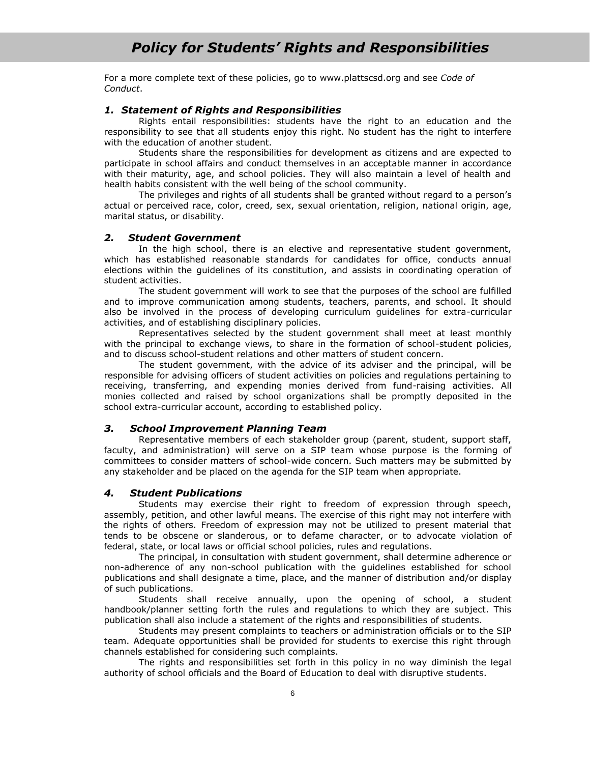# *Policy for Students' Rights and Responsibilities*

For a more complete text of these policies, go to www.plattscsd.org and see *Code of Conduct*.

### *1. Statement of Rights and Responsibilities*

Rights entail responsibilities: students have the right to an education and the responsibility to see that all students enjoy this right. No student has the right to interfere with the education of another student.

Students share the responsibilities for development as citizens and are expected to participate in school affairs and conduct themselves in an acceptable manner in accordance with their maturity, age, and school policies. They will also maintain a level of health and health habits consistent with the well being of the school community.

The privileges and rights of all students shall be granted without regard to a person's actual or perceived race, color, creed, sex, sexual orientation, religion, national origin, age, marital status, or disability.

### *2. Student Government*

In the high school, there is an elective and representative student government, which has established reasonable standards for candidates for office, conducts annual elections within the guidelines of its constitution, and assists in coordinating operation of student activities.

The student government will work to see that the purposes of the school are fulfilled and to improve communication among students, teachers, parents, and school. It should also be involved in the process of developing curriculum guidelines for extra-curricular activities, and of establishing disciplinary policies.

Representatives selected by the student government shall meet at least monthly with the principal to exchange views, to share in the formation of school-student policies, and to discuss school-student relations and other matters of student concern.

The student government, with the advice of its adviser and the principal, will be responsible for advising officers of student activities on policies and regulations pertaining to receiving, transferring, and expending monies derived from fund-raising activities. All monies collected and raised by school organizations shall be promptly deposited in the school extra-curricular account, according to established policy.

### *3. School Improvement Planning Team*

Representative members of each stakeholder group (parent, student, support staff, faculty, and administration) will serve on a SIP team whose purpose is the forming of committees to consider matters of school-wide concern. Such matters may be submitted by any stakeholder and be placed on the agenda for the SIP team when appropriate.

### *4. Student Publications*

Students may exercise their right to freedom of expression through speech, assembly, petition, and other lawful means. The exercise of this right may not interfere with the rights of others. Freedom of expression may not be utilized to present material that tends to be obscene or slanderous, or to defame character, or to advocate violation of federal, state, or local laws or official school policies, rules and regulations.

The principal, in consultation with student government, shall determine adherence or non-adherence of any non-school publication with the guidelines established for school publications and shall designate a time, place, and the manner of distribution and/or display of such publications.

Students shall receive annually, upon the opening of school, a student handbook/planner setting forth the rules and regulations to which they are subject. This publication shall also include a statement of the rights and responsibilities of students.

Students may present complaints to teachers or administration officials or to the SIP team. Adequate opportunities shall be provided for students to exercise this right through channels established for considering such complaints.

The rights and responsibilities set forth in this policy in no way diminish the legal authority of school officials and the Board of Education to deal with disruptive students.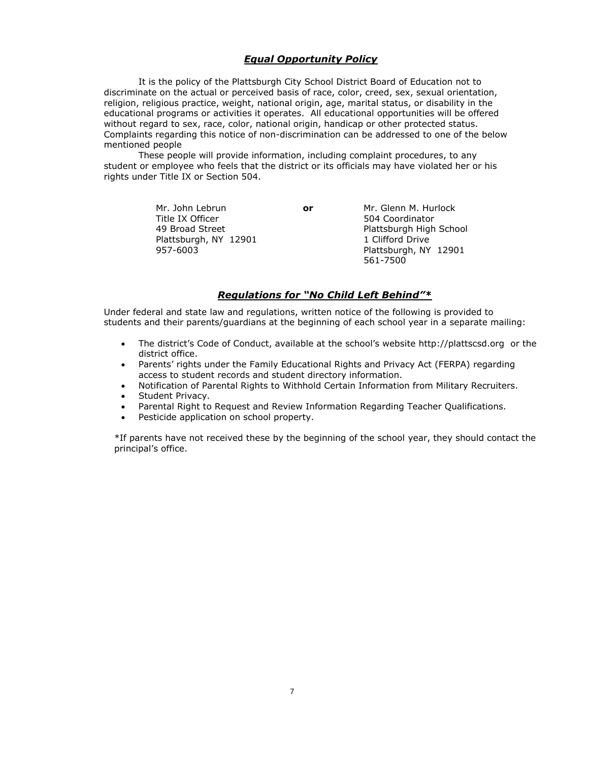## ***Equal Opportunity Policy***

It is the policy of the Plattsburgh City School District Board of Education not to discriminate on the actual or perceived basis of race, color, creed, sex, sexual orientation, religion, religious practice, weight, national origin, age, marital status, or disability in the educational programs or activities it operates. All educational opportunities will be offered without regard to sex, race, color, national origin, handicap or other protected status. Complaints regarding this notice of non-discrimination can be addressed to one of the below mentioned people

These people will provide information, including complaint procedures, to any student or employee who feels that the district or its officials may have violated her or his rights under Title IX or Section 504.

| | | |
|---|---|---|
| Mr. John Lebrun<br>Title IX Officer<br>49 Broad Street<br>Plattsburgh, NY 12901<br>957-6003 | **or** | Mr. Glenn M. Hurlock<br>504 Coordinator<br>Plattsburgh High School<br>1 Clifford Drive<br>Plattsburgh, NY 12901<br>561-7500 |

## ***Regulations for "No Child Left Behind"****

Under federal and state law and regulations, written notice of the following is provided to students and their parents/guardians at the beginning of each school year in a separate mailing:

- The district's Code of Conduct, available at the school's website http://plattscsd.org or the district office.
- Parents' rights under the Family Educational Rights and Privacy Act (FERPA) regarding access to student records and student directory information.
- Notification of Parental Rights to Withhold Certain Information from Military Recruiters.
- Student Privacy.
- Parental Right to Request and Review Information Regarding Teacher Qualifications.
- Pesticide application on school property.

*If parents have not received these by the beginning of the school year, they should contact the principal's office.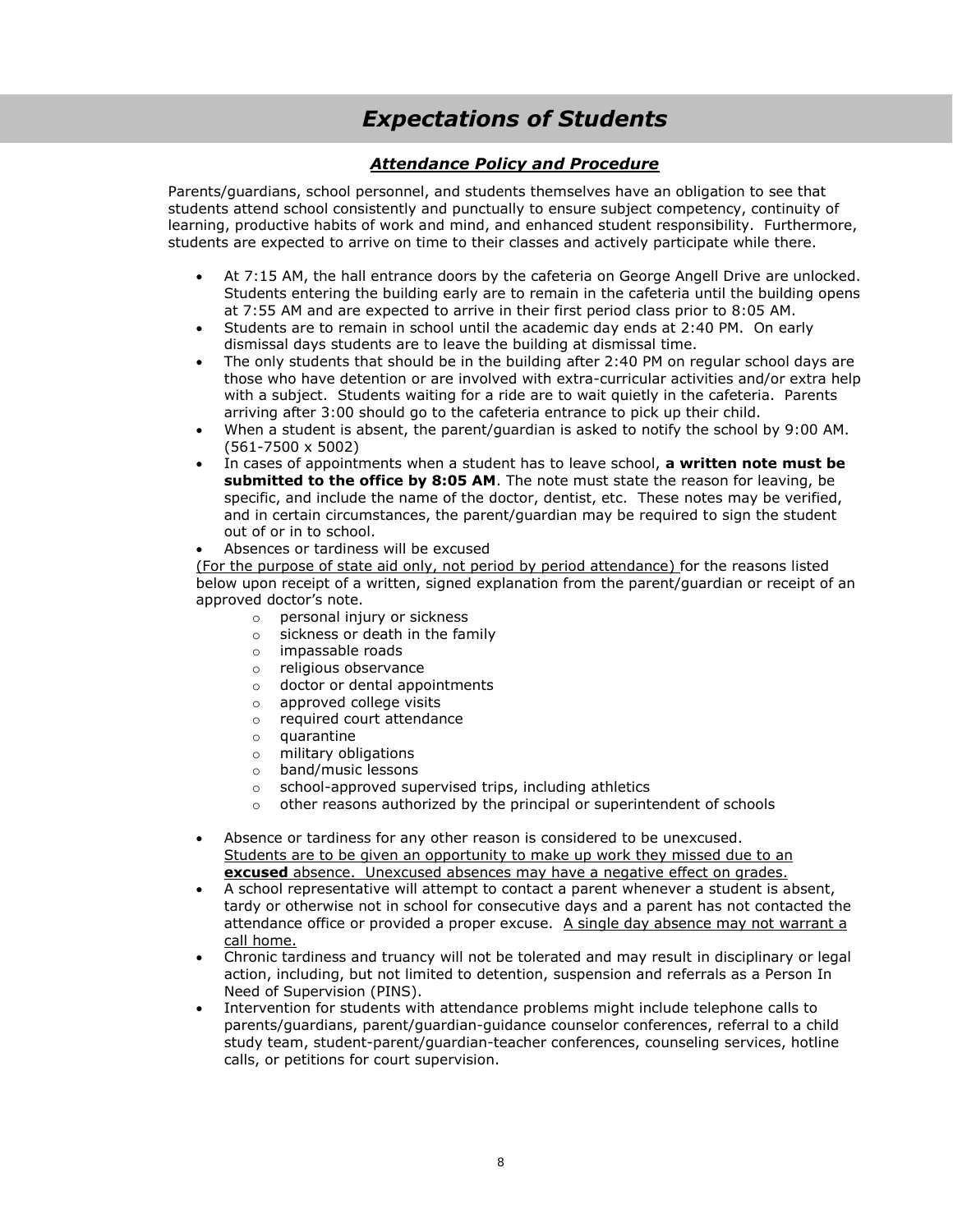# *Expectations of Students*

## ***Attendance Policy and Procedure***

Parents/guardians, school personnel, and students themselves have an obligation to see that students attend school consistently and punctually to ensure subject competency, continuity of learning, productive habits of work and mind, and enhanced student responsibility. Furthermore, students are expected to arrive on time to their classes and actively participate while there.

- At 7:15 AM, the hall entrance doors by the cafeteria on George Angell Drive are unlocked. Students entering the building early are to remain in the cafeteria until the building opens at 7:55 AM and are expected to arrive in their first period class prior to 8:05 AM.
- Students are to remain in school until the academic day ends at 2:40 PM. On early dismissal days students are to leave the building at dismissal time.
- The only students that should be in the building after 2:40 PM on regular school days are those who have detention or are involved with extra-curricular activities and/or extra help with a subject. Students waiting for a ride are to wait quietly in the cafeteria. Parents arriving after 3:00 should go to the cafeteria entrance to pick up their child.
- When a student is absent, the parent/guardian is asked to notify the school by 9:00 AM. (561-7500 x 5002)
- In cases of appointments when a student has to leave school, **a written note must be submitted to the office by 8:05 AM**. The note must state the reason for leaving, be specific, and include the name of the doctor, dentist, etc. These notes may be verified, and in certain circumstances, the parent/guardian may be required to sign the student out of or in to school.
- Absences or tardiness will be excused
  (For the purpose of state aid only, not period by period attendance) for the reasons listed below upon receipt of a written, signed explanation from the parent/guardian or receipt of an approved doctor's note.
  - personal injury or sickness
  - sickness or death in the family
  - impassable roads
  - religious observance
  - doctor or dental appointments
  - approved college visits
  - required court attendance
  - quarantine
  - military obligations
  - band/music lessons
  - school-approved supervised trips, including athletics
  - other reasons authorized by the principal or superintendent of schools
- Absence or tardiness for any other reason is considered to be unexcused. Students are to be given an opportunity to make up work they missed due to an **excused** absence. Unexcused absences may have a negative effect on grades.
- A school representative will attempt to contact a parent whenever a student is absent, tardy or otherwise not in school for consecutive days and a parent has not contacted the attendance office or provided a proper excuse. A single day absence may not warrant a call home.
- Chronic tardiness and truancy will not be tolerated and may result in disciplinary or legal action, including, but not limited to detention, suspension and referrals as a Person In Need of Supervision (PINS).
- Intervention for students with attendance problems might include telephone calls to parents/guardians, parent/guardian-guidance counselor conferences, referral to a child study team, student-parent/guardian-teacher conferences, counseling services, hotline calls, or petitions for court supervision.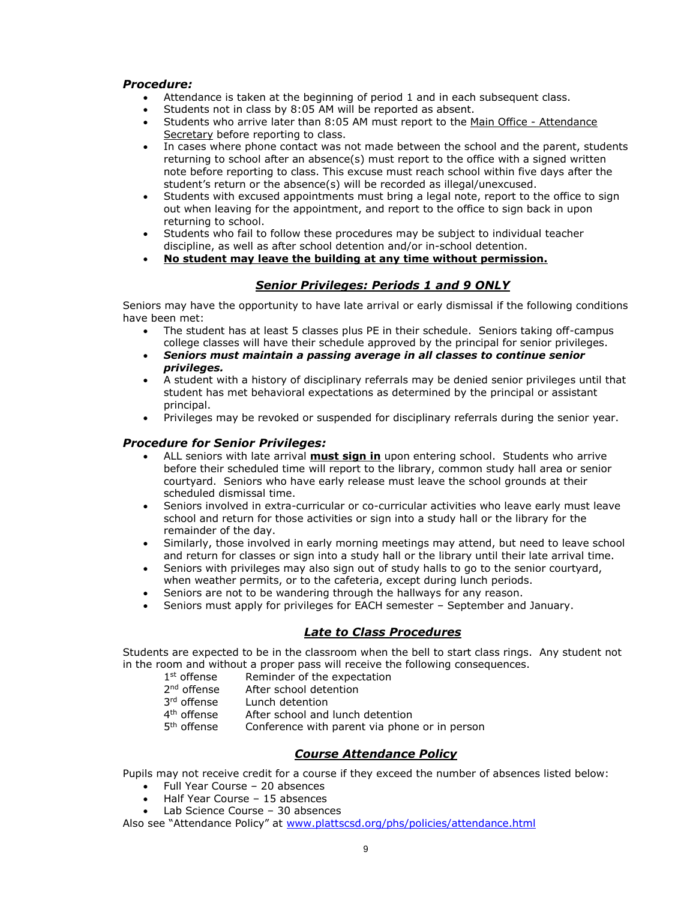### ***Procedure:***

- Attendance is taken at the beginning of period 1 and in each subsequent class.
- Students not in class by 8:05 AM will be reported as absent.
- Students who arrive later than 8:05 AM must report to the Main Office - Attendance Secretary before reporting to class.
- In cases where phone contact was not made between the school and the parent, students returning to school after an absence(s) must report to the office with a signed written note before reporting to class. This excuse must reach school within five days after the student's return or the absence(s) will be recorded as illegal/unexcused.
- Students with excused appointments must bring a legal note, report to the office to sign out when leaving for the appointment, and report to the office to sign back in upon returning to school.
- Students who fail to follow these procedures may be subject to individual teacher discipline, as well as after school detention and/or in-school detention.
- **No student may leave the building at any time without permission.**

## ***Senior Privileges: Periods 1 and 9 ONLY***

Seniors may have the opportunity to have late arrival or early dismissal if the following conditions have been met:

- The student has at least 5 classes plus PE in their schedule. Seniors taking off-campus college classes will have their schedule approved by the principal for senior privileges.
- ***Seniors must maintain a passing average in all classes to continue senior privileges.***
- A student with a history of disciplinary referrals may be denied senior privileges until that student has met behavioral expectations as determined by the principal or assistant principal.
- Privileges may be revoked or suspended for disciplinary referrals during the senior year.

### ***Procedure for Senior Privileges:***

- ALL seniors with late arrival **must sign in** upon entering school. Students who arrive before their scheduled time will report to the library, common study hall area or senior courtyard. Seniors who have early release must leave the school grounds at their scheduled dismissal time.
- Seniors involved in extra-curricular or co-curricular activities who leave early must leave school and return for those activities or sign into a study hall or the library for the remainder of the day.
- Similarly, those involved in early morning meetings may attend, but need to leave school and return for classes or sign into a study hall or the library until their late arrival time.
- Seniors with privileges may also sign out of study halls to go to the senior courtyard, when weather permits, or to the cafeteria, except during lunch periods.
- Seniors are not to be wandering through the hallways for any reason.
- Seniors must apply for privileges for EACH semester – September and January.

## ***Late to Class Procedures***

Students are expected to be in the classroom when the bell to start class rings. Any student not in the room and without a proper pass will receive the following consequences.

| | |
|---|---|
| 1st offense | Reminder of the expectation |
| 2nd offense | After school detention |
| 3rd offense | Lunch detention |
| 4th offense | After school and lunch detention |
| 5th offense | Conference with parent via phone or in person |

## ***Course Attendance Policy***

Pupils may not receive credit for a course if they exceed the number of absences listed below:

- Full Year Course – 20 absences
- Half Year Course – 15 absences
- Lab Science Course – 30 absences

Also see "Attendance Policy" at www.plattscsd.org/phs/policies/attendance.html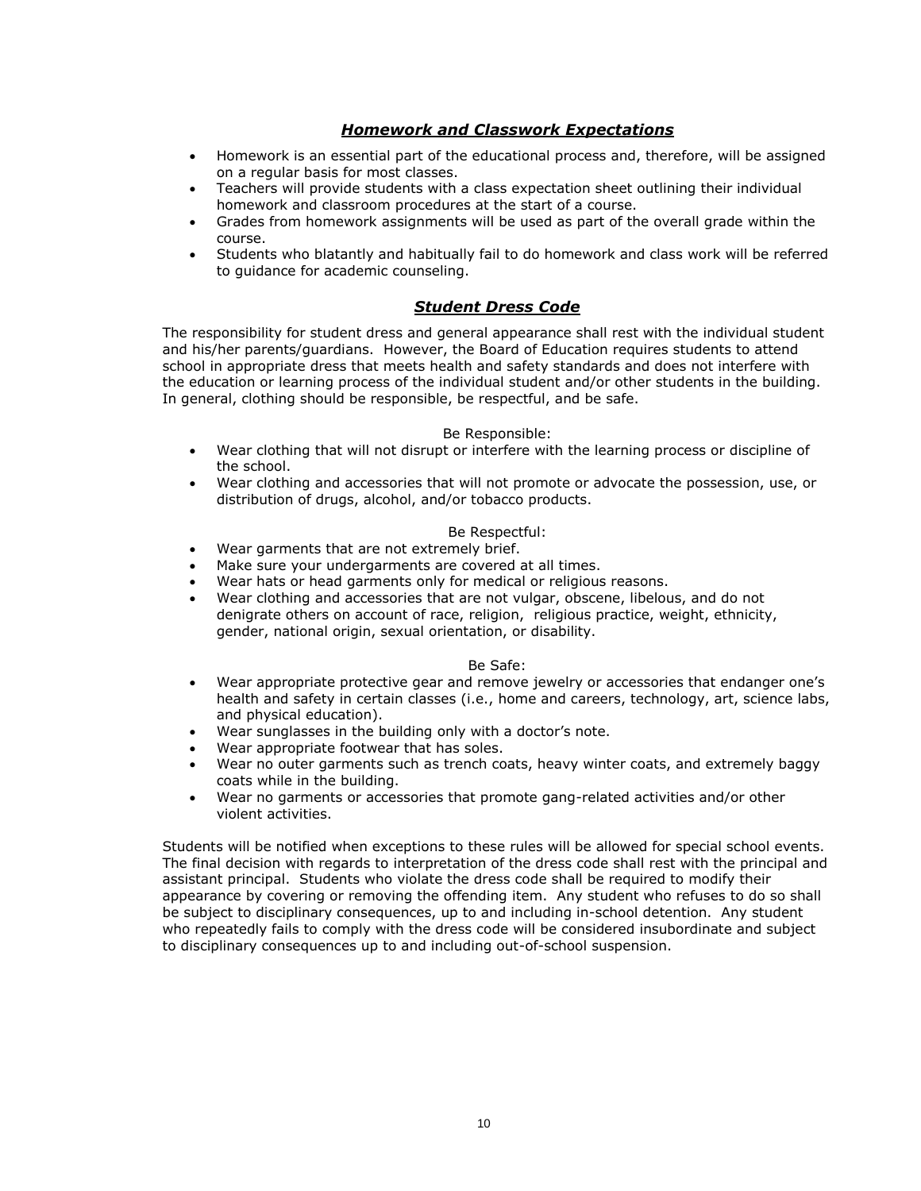## ***Homework and Classwork Expectations***

- Homework is an essential part of the educational process and, therefore, will be assigned on a regular basis for most classes.
- Teachers will provide students with a class expectation sheet outlining their individual homework and classroom procedures at the start of a course.
- Grades from homework assignments will be used as part of the overall grade within the course.
- Students who blatantly and habitually fail to do homework and class work will be referred to guidance for academic counseling.

## ***Student Dress Code***

The responsibility for student dress and general appearance shall rest with the individual student and his/her parents/guardians. However, the Board of Education requires students to attend school in appropriate dress that meets health and safety standards and does not interfere with the education or learning process of the individual student and/or other students in the building. In general, clothing should be responsible, be respectful, and be safe.

Be Responsible:

- Wear clothing that will not disrupt or interfere with the learning process or discipline of the school.
- Wear clothing and accessories that will not promote or advocate the possession, use, or distribution of drugs, alcohol, and/or tobacco products.

Be Respectful:

- Wear garments that are not extremely brief.
- Make sure your undergarments are covered at all times.
- Wear hats or head garments only for medical or religious reasons.
- Wear clothing and accessories that are not vulgar, obscene, libelous, and do not denigrate others on account of race, religion, religious practice, weight, ethnicity, gender, national origin, sexual orientation, or disability.

Be Safe:

- Wear appropriate protective gear and remove jewelry or accessories that endanger one's health and safety in certain classes (i.e., home and careers, technology, art, science labs, and physical education).
- Wear sunglasses in the building only with a doctor's note.
- Wear appropriate footwear that has soles.
- Wear no outer garments such as trench coats, heavy winter coats, and extremely baggy coats while in the building.
- Wear no garments or accessories that promote gang-related activities and/or other violent activities.

Students will be notified when exceptions to these rules will be allowed for special school events. The final decision with regards to interpretation of the dress code shall rest with the principal and assistant principal. Students who violate the dress code shall be required to modify their appearance by covering or removing the offending item. Any student who refuses to do so shall be subject to disciplinary consequences, up to and including in-school detention. Any student who repeatedly fails to comply with the dress code will be considered insubordinate and subject to disciplinary consequences up to and including out-of-school suspension.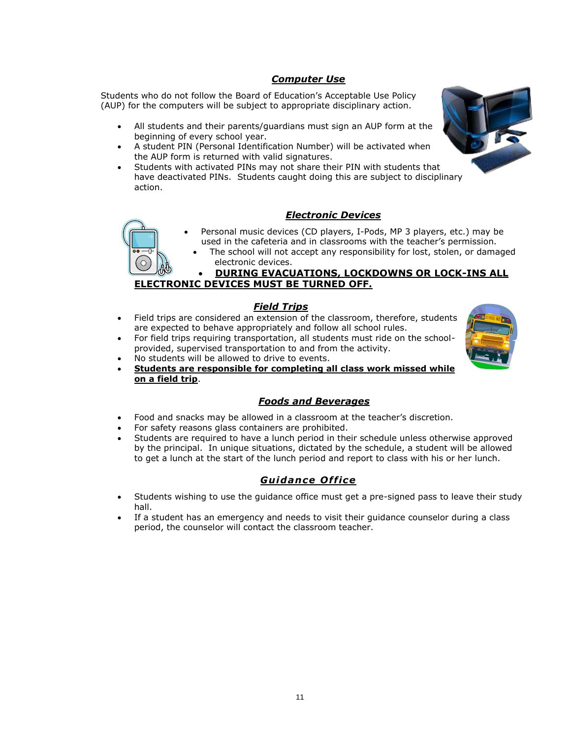## ***Computer Use***

Students who do not follow the Board of Education's Acceptable Use Policy (AUP) for the computers will be subject to appropriate disciplinary action.

- All students and their parents/guardians must sign an AUP form at the beginning of every school year.
- A student PIN (Personal Identification Number) will be activated when the AUP form is returned with valid signatures.
- Students with activated PINs may not share their PIN with students that have deactivated PINs. Students caught doing this are subject to disciplinary action.

## ***Electronic Devices***

- Personal music devices (CD players, I-Pods, MP 3 players, etc.) may be used in the cafeteria and in classrooms with the teacher's permission.
- The school will not accept any responsibility for lost, stolen, or damaged electronic devices.
- **DURING EVACUATIONS, LOCKDOWNS OR LOCK-INS ALL ELECTRONIC DEVICES MUST BE TURNED OFF.**

## ***Field Trips***

- Field trips are considered an extension of the classroom, therefore, students are expected to behave appropriately and follow all school rules.
- For field trips requiring transportation, all students must ride on the school-provided, supervised transportation to and from the activity.
- No students will be allowed to drive to events.
- **Students are responsible for completing all class work missed while on a field trip**.

## ***Foods and Beverages***

- Food and snacks may be allowed in a classroom at the teacher's discretion.
- For safety reasons glass containers are prohibited.
- Students are required to have a lunch period in their schedule unless otherwise approved by the principal. In unique situations, dictated by the schedule, a student will be allowed to get a lunch at the start of the lunch period and report to class with his or her lunch.

## ***Guidance Office***

- Students wishing to use the guidance office must get a pre-signed pass to leave their study hall.
- If a student has an emergency and needs to visit their guidance counselor during a class period, the counselor will contact the classroom teacher.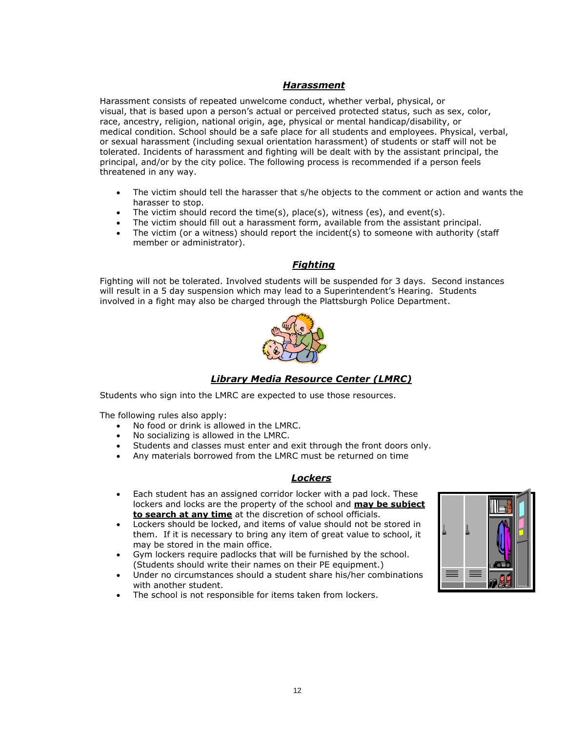## ***Harassment***

Harassment consists of repeated unwelcome conduct, whether verbal, physical, or visual, that is based upon a person's actual or perceived protected status, such as sex, color, race, ancestry, religion, national origin, age, physical or mental handicap/disability, or medical condition. School should be a safe place for all students and employees. Physical, verbal, or sexual harassment (including sexual orientation harassment) of students or staff will not be tolerated. Incidents of harassment and fighting will be dealt with by the assistant principal, the principal, and/or by the city police. The following process is recommended if a person feels threatened in any way.

- The victim should tell the harasser that s/he objects to the comment or action and wants the harasser to stop.
- The victim should record the time(s), place(s), witness (es), and event(s).
- The victim should fill out a harassment form, available from the assistant principal.
- The victim (or a witness) should report the incident(s) to someone with authority (staff member or administrator).

## ***Fighting***

Fighting will not be tolerated. Involved students will be suspended for 3 days. Second instances will result in a 5 day suspension which may lead to a Superintendent's Hearing. Students involved in a fight may also be charged through the Plattsburgh Police Department.

## ***Library Media Resource Center (LMRC)***

Students who sign into the LMRC are expected to use those resources.

The following rules also apply:

- No food or drink is allowed in the LMRC.
- No socializing is allowed in the LMRC.
- Students and classes must enter and exit through the front doors only.
- Any materials borrowed from the LMRC must be returned on time

## ***Lockers***

- Each student has an assigned corridor locker with a pad lock. These lockers and locks are the property of the school and **may be subject to search at any time** at the discretion of school officials.
- Lockers should be locked, and items of value should not be stored in them. If it is necessary to bring any item of great value to school, it may be stored in the main office.
- Gym lockers require padlocks that will be furnished by the school. (Students should write their names on their PE equipment.)
- Under no circumstances should a student share his/her combinations with another student.
- The school is not responsible for items taken from lockers.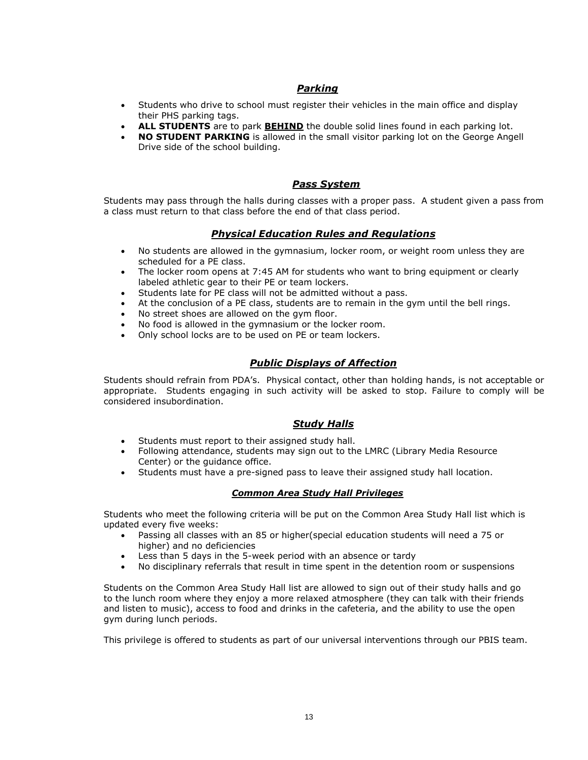## ***Parking***

- Students who drive to school must register their vehicles in the main office and display their PHS parking tags.
- **ALL STUDENTS** are to park **BEHIND** the double solid lines found in each parking lot.
- **NO STUDENT PARKING** is allowed in the small visitor parking lot on the George Angell Drive side of the school building.

## ***Pass System***

Students may pass through the halls during classes with a proper pass. A student given a pass from a class must return to that class before the end of that class period.

## ***Physical Education Rules and Regulations***

- No students are allowed in the gymnasium, locker room, or weight room unless they are scheduled for a PE class.
- The locker room opens at 7:45 AM for students who want to bring equipment or clearly labeled athletic gear to their PE or team lockers.
- Students late for PE class will not be admitted without a pass.
- At the conclusion of a PE class, students are to remain in the gym until the bell rings.
- No street shoes are allowed on the gym floor.
- No food is allowed in the gymnasium or the locker room.
- Only school locks are to be used on PE or team lockers.

## ***Public Displays of Affection***

Students should refrain from PDA's. Physical contact, other than holding hands, is not acceptable or appropriate. Students engaging in such activity will be asked to stop. Failure to comply will be considered insubordination.

## ***Study Halls***

- Students must report to their assigned study hall.
- Following attendance, students may sign out to the LMRC (Library Media Resource Center) or the guidance office.
- Students must have a pre-signed pass to leave their assigned study hall location.

### ***Common Area Study Hall Privileges***

Students who meet the following criteria will be put on the Common Area Study Hall list which is updated every five weeks:

- Passing all classes with an 85 or higher(special education students will need a 75 or higher) and no deficiencies
- Less than 5 days in the 5-week period with an absence or tardy
- No disciplinary referrals that result in time spent in the detention room or suspensions

Students on the Common Area Study Hall list are allowed to sign out of their study halls and go to the lunch room where they enjoy a more relaxed atmosphere (they can talk with their friends and listen to music), access to food and drinks in the cafeteria, and the ability to use the open gym during lunch periods.

This privilege is offered to students as part of our universal interventions through our PBIS team.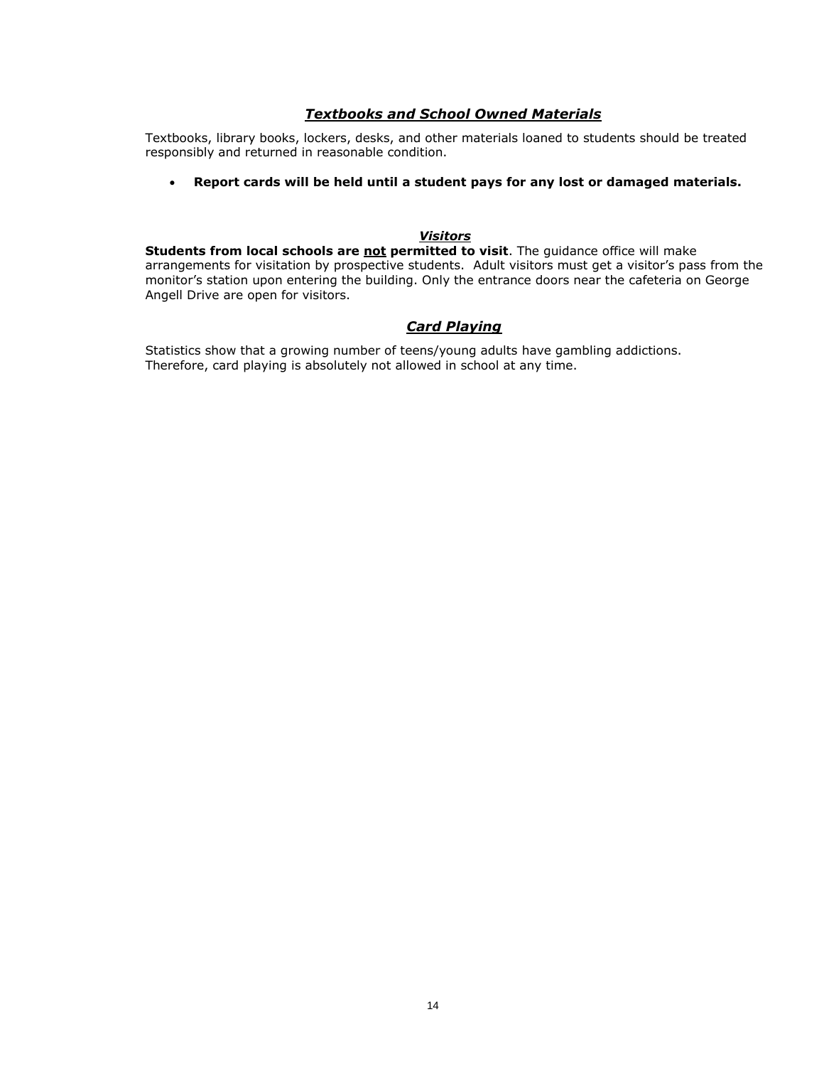## ***Textbooks and School Owned Materials***

Textbooks, library books, lockers, desks, and other materials loaned to students should be treated responsibly and returned in reasonable condition.

- **Report cards will be held until a student pays for any lost or damaged materials.**

## ***Visitors***

**Students from local schools are <u>not</u> permitted to visit**. The guidance office will make arrangements for visitation by prospective students. Adult visitors must get a visitor's pass from the monitor's station upon entering the building. Only the entrance doors near the cafeteria on George Angell Drive are open for visitors.

## ***Card Playing***

Statistics show that a growing number of teens/young adults have gambling addictions. Therefore, card playing is absolutely not allowed in school at any time.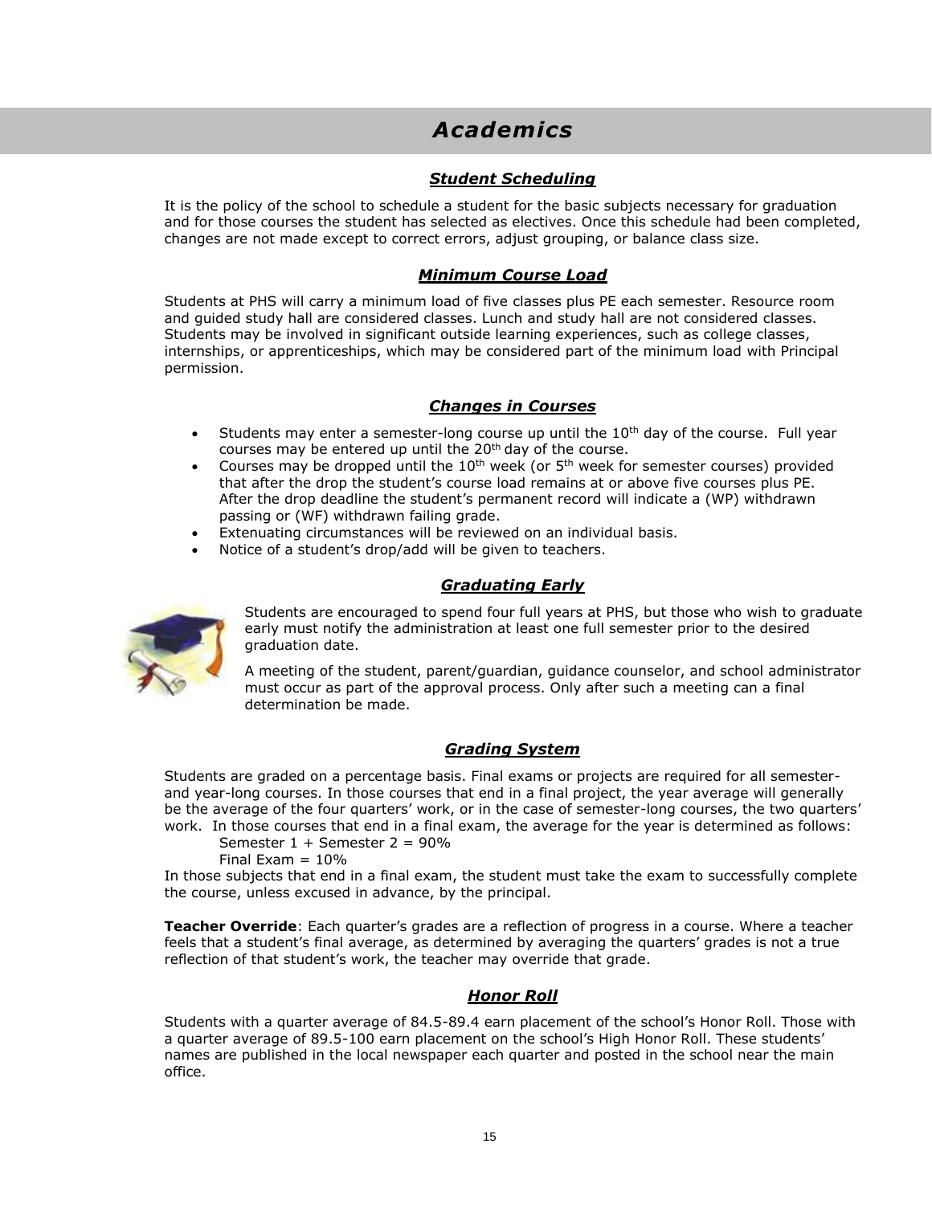# *Academics*

## ***Student Scheduling***

It is the policy of the school to schedule a student for the basic subjects necessary for graduation and for those courses the student has selected as electives. Once this schedule had been completed, changes are not made except to correct errors, adjust grouping, or balance class size.

## ***Minimum Course Load***

Students at PHS will carry a minimum load of five classes plus PE each semester. Resource room and guided study hall are considered classes. Lunch and study hall are not considered classes. Students may be involved in significant outside learning experiences, such as college classes, internships, or apprenticeships, which may be considered part of the minimum load with Principal permission.

## ***Changes in Courses***

- Students may enter a semester-long course up until the 10th day of the course. Full year courses may be entered up until the 20th day of the course.
- Courses may be dropped until the 10th week (or 5th week for semester courses) provided that after the drop the student's course load remains at or above five courses plus PE. After the drop deadline the student's permanent record will indicate a (WP) withdrawn passing or (WF) withdrawn failing grade.
- Extenuating circumstances will be reviewed on an individual basis.
- Notice of a student's drop/add will be given to teachers.

## ***Graduating Early***

Students are encouraged to spend four full years at PHS, but those who wish to graduate early must notify the administration at least one full semester prior to the desired graduation date.

A meeting of the student, parent/guardian, guidance counselor, and school administrator must occur as part of the approval process. Only after such a meeting can a final determination be made.

## ***Grading System***

Students are graded on a percentage basis. Final exams or projects are required for all semester- and year-long courses. In those courses that end in a final project, the year average will generally be the average of the four quarters' work, or in the case of semester-long courses, the two quarters' work. In those courses that end in a final exam, the average for the year is determined as follows:

Semester 1 + Semester 2 = 90%

Final Exam = 10%

In those subjects that end in a final exam, the student must take the exam to successfully complete the course, unless excused in advance, by the principal.

**Teacher Override**: Each quarter's grades are a reflection of progress in a course. Where a teacher feels that a student's final average, as determined by averaging the quarters' grades is not a true reflection of that student's work, the teacher may override that grade.

## ***Honor Roll***

Students with a quarter average of 84.5-89.4 earn placement of the school's Honor Roll. Those with a quarter average of 89.5-100 earn placement on the school's High Honor Roll. These students' names are published in the local newspaper each quarter and posted in the school near the main office.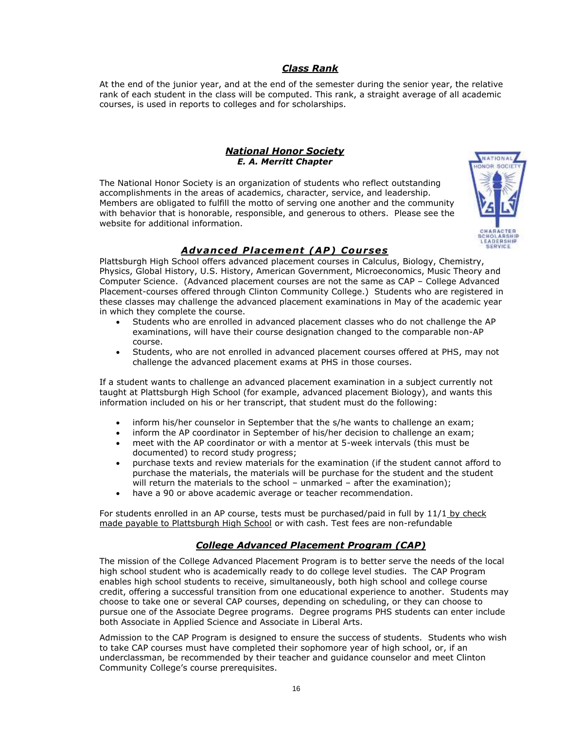## ***Class Rank***

At the end of the junior year, and at the end of the semester during the senior year, the relative rank of each student in the class will be computed. This rank, a straight average of all academic courses, is used in reports to colleges and for scholarships.

## ***National Honor Society***

### ***E. A. Merritt Chapter***

The National Honor Society is an organization of students who reflect outstanding accomplishments in the areas of academics, character, service, and leadership. Members are obligated to fulfill the motto of serving one another and the community with behavior that is honorable, responsible, and generous to others. Please see the website for additional information.

## ***Advanced Placement (AP) Courses***

Plattsburgh High School offers advanced placement courses in Calculus, Biology, Chemistry, Physics, Global History, U.S. History, American Government, Microeconomics, Music Theory and Computer Science. (Advanced placement courses are not the same as CAP – College Advanced Placement-courses offered through Clinton Community College.) Students who are registered in these classes may challenge the advanced placement examinations in May of the academic year in which they complete the course.

- Students who are enrolled in advanced placement classes who do not challenge the AP examinations, will have their course designation changed to the comparable non-AP course.
- Students, who are not enrolled in advanced placement courses offered at PHS, may not challenge the advanced placement exams at PHS in those courses.

If a student wants to challenge an advanced placement examination in a subject currently not taught at Plattsburgh High School (for example, advanced placement Biology), and wants this information included on his or her transcript, that student must do the following:

- inform his/her counselor in September that the s/he wants to challenge an exam;
- inform the AP coordinator in September of his/her decision to challenge an exam;
- meet with the AP coordinator or with a mentor at 5-week intervals (this must be documented) to record study progress;
- purchase texts and review materials for the examination (if the student cannot afford to purchase the materials, the materials will be purchase for the student and the student will return the materials to the school – unmarked – after the examination);
- have a 90 or above academic average or teacher recommendation.

For students enrolled in an AP course, tests must be purchased/paid in full by 11/1 by check made payable to Plattsburgh High School or with cash. Test fees are non-refundable

## ***College Advanced Placement Program (CAP)***

The mission of the College Advanced Placement Program is to better serve the needs of the local high school student who is academically ready to do college level studies. The CAP Program enables high school students to receive, simultaneously, both high school and college course credit, offering a successful transition from one educational experience to another. Students may choose to take one or several CAP courses, depending on scheduling, or they can choose to pursue one of the Associate Degree programs. Degree programs PHS students can enter include both Associate in Applied Science and Associate in Liberal Arts.

Admission to the CAP Program is designed to ensure the success of students. Students who wish to take CAP courses must have completed their sophomore year of high school, or, if an underclassman, be recommended by their teacher and guidance counselor and meet Clinton Community College's course prerequisites.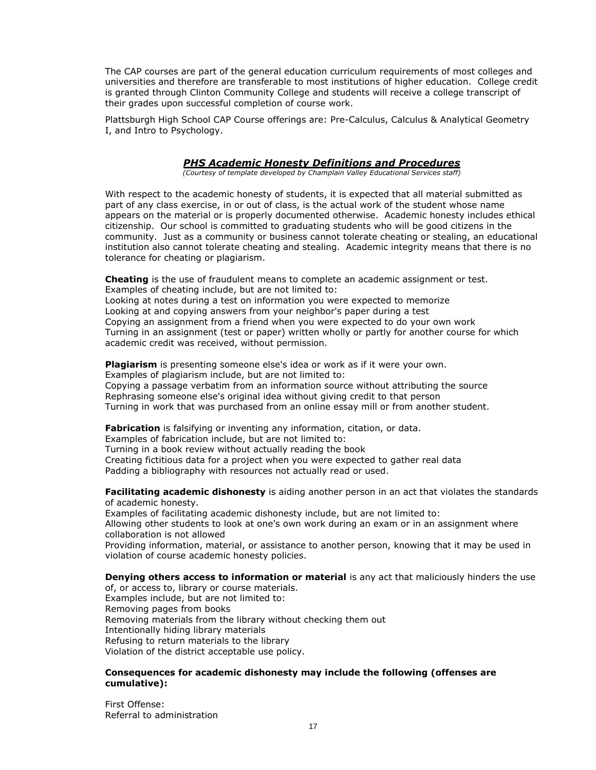The CAP courses are part of the general education curriculum requirements of most colleges and universities and therefore are transferable to most institutions of higher education. College credit is granted through Clinton Community College and students will receive a college transcript of their grades upon successful completion of course work.

Plattsburgh High School CAP Course offerings are: Pre-Calculus, Calculus & Analytical Geometry I, and Intro to Psychology.

## ***PHS Academic Honesty Definitions and Procedures***

*(Courtesy of template developed by Champlain Valley Educational Services staff)*

With respect to the academic honesty of students, it is expected that all material submitted as part of any class exercise, in or out of class, is the actual work of the student whose name appears on the material or is properly documented otherwise. Academic honesty includes ethical citizenship. Our school is committed to graduating students who will be good citizens in the community. Just as a community or business cannot tolerate cheating or stealing, an educational institution also cannot tolerate cheating and stealing. Academic integrity means that there is no tolerance for cheating or plagiarism.

**Cheating** is the use of fraudulent means to complete an academic assignment or test.
Examples of cheating include, but are not limited to:
Looking at notes during a test on information you were expected to memorize
Looking at and copying answers from your neighbor's paper during a test
Copying an assignment from a friend when you were expected to do your own work
Turning in an assignment (test or paper) written wholly or partly for another course for which academic credit was received, without permission.

**Plagiarism** is presenting someone else's idea or work as if it were your own.
Examples of plagiarism include, but are not limited to:
Copying a passage verbatim from an information source without attributing the source
Rephrasing someone else's original idea without giving credit to that person
Turning in work that was purchased from an online essay mill or from another student.

**Fabrication** is falsifying or inventing any information, citation, or data.
Examples of fabrication include, but are not limited to:
Turning in a book review without actually reading the book
Creating fictitious data for a project when you were expected to gather real data
Padding a bibliography with resources not actually read or used.

**Facilitating academic dishonesty** is aiding another person in an act that violates the standards of academic honesty.
Examples of facilitating academic dishonesty include, but are not limited to:
Allowing other students to look at one's own work during an exam or in an assignment where collaboration is not allowed
Providing information, material, or assistance to another person, knowing that it may be used in violation of course academic honesty policies.

**Denying others access to information or material** is any act that maliciously hinders the use of, or access to, library or course materials.
Examples include, but are not limited to:
Removing pages from books
Removing materials from the library without checking them out
Intentionally hiding library materials
Refusing to return materials to the library
Violation of the district acceptable use policy.

**Consequences for academic dishonesty may include the following (offenses are cumulative):**

First Offense:
Referral to administration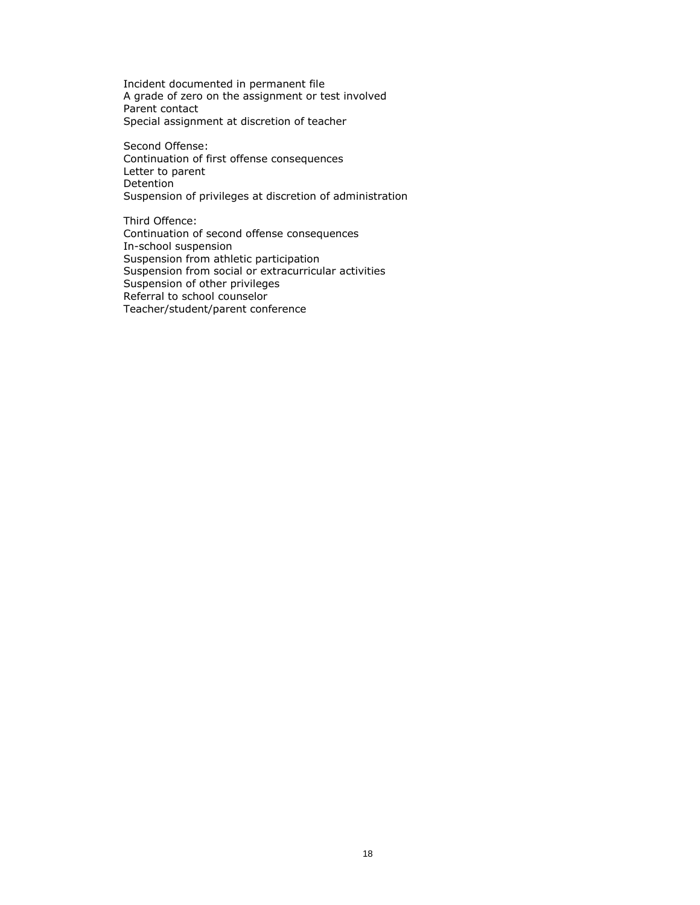Incident documented in permanent file
A grade of zero on the assignment or test involved
Parent contact
Special assignment at discretion of teacher

Second Offense:
Continuation of first offense consequences
Letter to parent
Detention
Suspension of privileges at discretion of administration

Third Offence:
Continuation of second offense consequences
In-school suspension
Suspension from athletic participation
Suspension from social or extracurricular activities
Suspension of other privileges
Referral to school counselor
Teacher/student/parent conference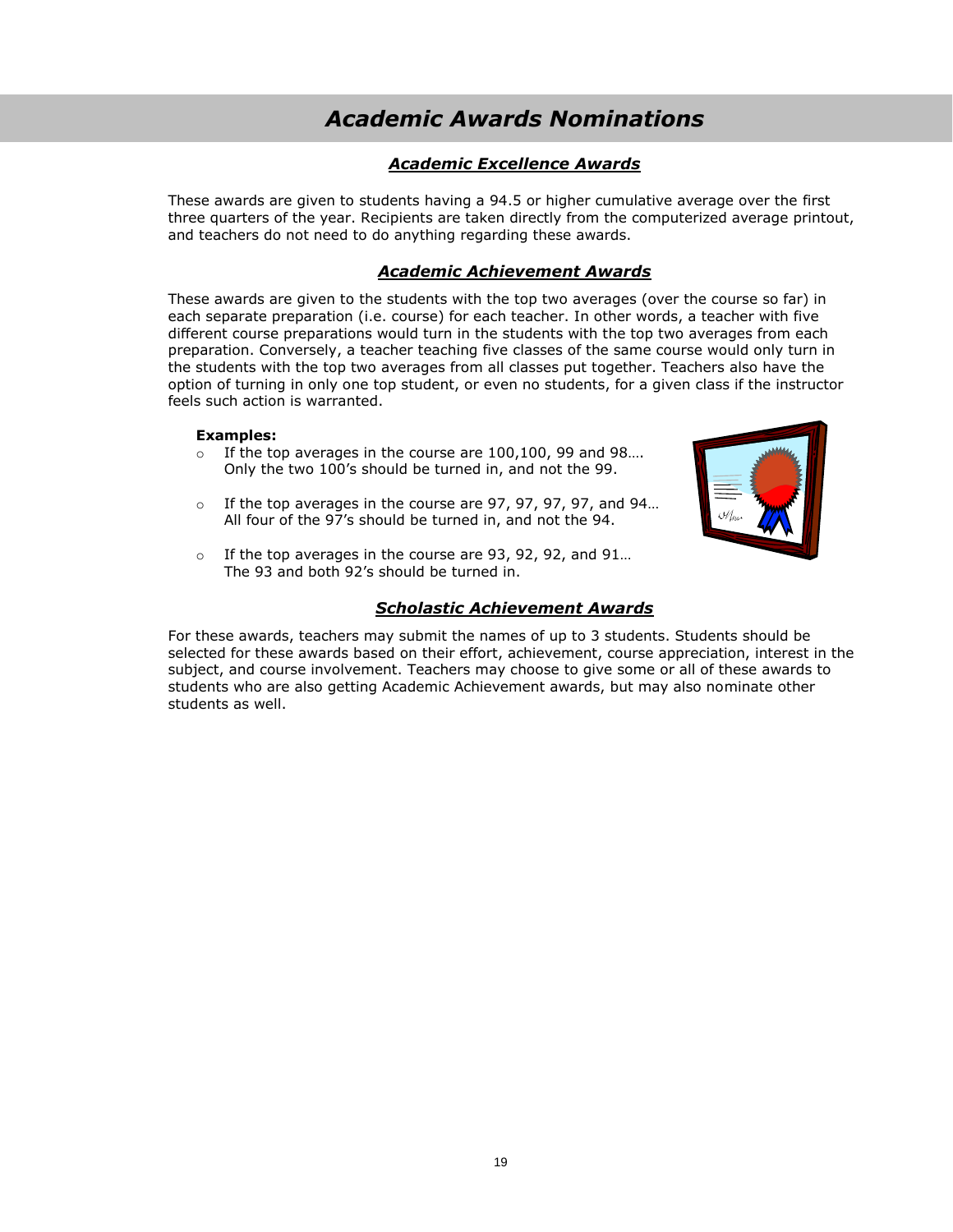# *Academic Awards Nominations*

## ***Academic Excellence Awards***

These awards are given to students having a 94.5 or higher cumulative average over the first three quarters of the year. Recipients are taken directly from the computerized average printout, and teachers do not need to do anything regarding these awards.

## ***Academic Achievement Awards***

These awards are given to the students with the top two averages (over the course so far) in each separate preparation (i.e. course) for each teacher. In other words, a teacher with five different course preparations would turn in the students with the top two averages from each preparation. Conversely, a teacher teaching five classes of the same course would only turn in the students with the top two averages from all classes put together. Teachers also have the option of turning in only one top student, or even no students, for a given class if the instructor feels such action is warranted.

**Examples:**

- If the top averages in the course are 100,100, 99 and 98…. Only the two 100's should be turned in, and not the 99.
- If the top averages in the course are 97, 97, 97, 97, and 94… All four of the 97's should be turned in, and not the 94.
- If the top averages in the course are 93, 92, 92, and 91… The 93 and both 92's should be turned in.

## ***Scholastic Achievement Awards***

For these awards, teachers may submit the names of up to 3 students. Students should be selected for these awards based on their effort, achievement, course appreciation, interest in the subject, and course involvement. Teachers may choose to give some or all of these awards to students who are also getting Academic Achievement awards, but may also nominate other students as well.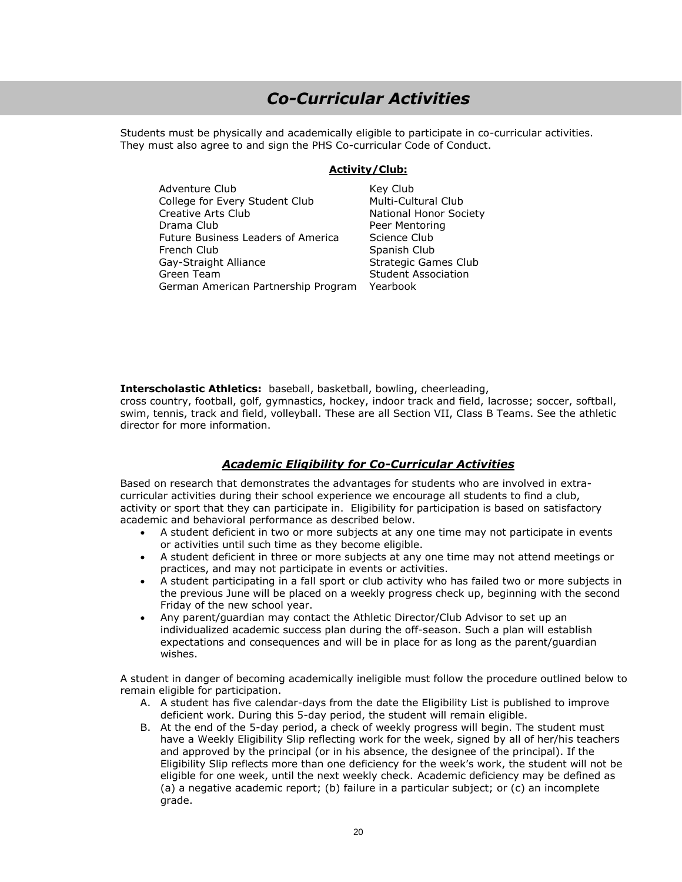# *Co-Curricular Activities*

Students must be physically and academically eligible to participate in co-curricular activities. They must also agree to and sign the PHS Co-curricular Code of Conduct.

**Activity/Club:**

- Adventure Club
- College for Every Student Club
- Creative Arts Club
- Drama Club
- Future Business Leaders of America
- French Club
- Gay-Straight Alliance
- Green Team
- German American Partnership Program
- Key Club
- Multi-Cultural Club
- National Honor Society
- Peer Mentoring
- Science Club
- Spanish Club
- Strategic Games Club
- Student Association
- Yearbook

**Interscholastic Athletics:** baseball, basketball, bowling, cheerleading, cross country, football, golf, gymnastics, hockey, indoor track and field, lacrosse; soccer, softball, swim, tennis, track and field, volleyball. These are all Section VII, Class B Teams. See the athletic director for more information.

## ***Academic Eligibility for Co-Curricular Activities***

Based on research that demonstrates the advantages for students who are involved in extra-curricular activities during their school experience we encourage all students to find a club, activity or sport that they can participate in. Eligibility for participation is based on satisfactory academic and behavioral performance as described below.

- A student deficient in two or more subjects at any one time may not participate in events or activities until such time as they become eligible.
- A student deficient in three or more subjects at any one time may not attend meetings or practices, and may not participate in events or activities.
- A student participating in a fall sport or club activity who has failed two or more subjects in the previous June will be placed on a weekly progress check up, beginning with the second Friday of the new school year.
- Any parent/guardian may contact the Athletic Director/Club Advisor to set up an individualized academic success plan during the off-season. Such a plan will establish expectations and consequences and will be in place for as long as the parent/guardian wishes.

A student in danger of becoming academically ineligible must follow the procedure outlined below to remain eligible for participation.

A. A student has five calendar-days from the date the Eligibility List is published to improve deficient work. During this 5-day period, the student will remain eligible.

B. At the end of the 5-day period, a check of weekly progress will begin. The student must have a Weekly Eligibility Slip reflecting work for the week, signed by all of her/his teachers and approved by the principal (or in his absence, the designee of the principal). If the Eligibility Slip reflects more than one deficiency for the week's work, the student will not be eligible for one week, until the next weekly check. Academic deficiency may be defined as (a) a negative academic report; (b) failure in a particular subject; or (c) an incomplete grade.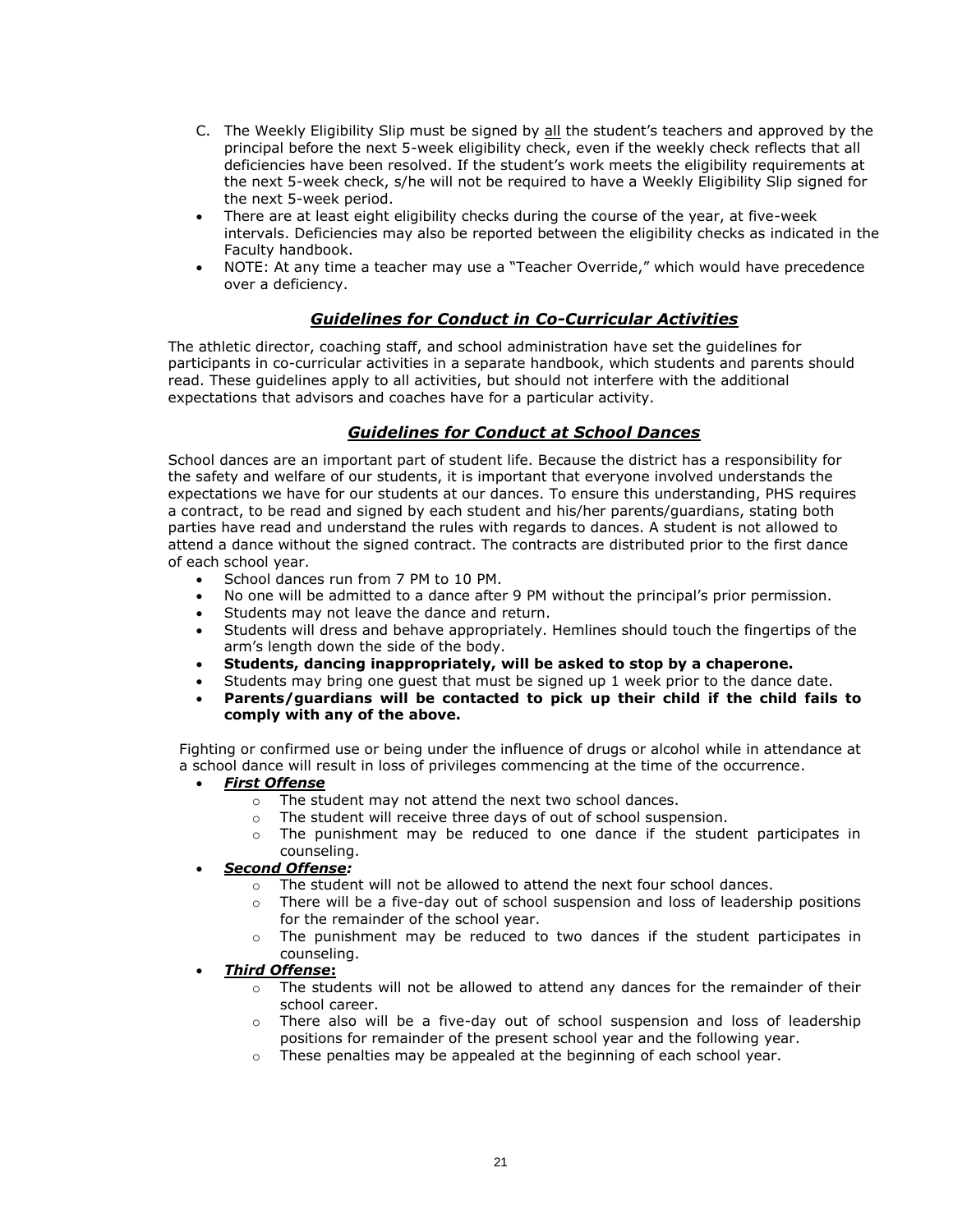C. The Weekly Eligibility Slip must be signed by all the student's teachers and approved by the principal before the next 5-week eligibility check, even if the weekly check reflects that all deficiencies have been resolved. If the student's work meets the eligibility requirements at the next 5-week check, s/he will not be required to have a Weekly Eligibility Slip signed for the next 5-week period.

- There are at least eight eligibility checks during the course of the year, at five-week intervals. Deficiencies may also be reported between the eligibility checks as indicated in the Faculty handbook.
- NOTE: At any time a teacher may use a "Teacher Override," which would have precedence over a deficiency.

## ***Guidelines for Conduct in Co-Curricular Activities***

The athletic director, coaching staff, and school administration have set the guidelines for participants in co-curricular activities in a separate handbook, which students and parents should read. These guidelines apply to all activities, but should not interfere with the additional expectations that advisors and coaches have for a particular activity.

## ***Guidelines for Conduct at School Dances***

School dances are an important part of student life. Because the district has a responsibility for the safety and welfare of our students, it is important that everyone involved understands the expectations we have for our students at our dances. To ensure this understanding, PHS requires a contract, to be read and signed by each student and his/her parents/guardians, stating both parties have read and understand the rules with regards to dances. A student is not allowed to attend a dance without the signed contract. The contracts are distributed prior to the first dance of each school year.

- School dances run from 7 PM to 10 PM.
- No one will be admitted to a dance after 9 PM without the principal's prior permission.
- Students may not leave the dance and return.
- Students will dress and behave appropriately. Hemlines should touch the fingertips of the arm's length down the side of the body.
- **Students, dancing inappropriately, will be asked to stop by a chaperone.**
- Students may bring one guest that must be signed up 1 week prior to the dance date.
- **Parents/guardians will be contacted to pick up their child if the child fails to comply with any of the above.**

Fighting or confirmed use or being under the influence of drugs or alcohol while in attendance at a school dance will result in loss of privileges commencing at the time of the occurrence.

- ***First Offense***
  - The student may not attend the next two school dances.
  - The student will receive three days of out of school suspension.
  - The punishment may be reduced to one dance if the student participates in counseling.
- ***Second Offense:***
  - The student will not be allowed to attend the next four school dances.
  - There will be a five-day out of school suspension and loss of leadership positions for the remainder of the school year.
  - The punishment may be reduced to two dances if the student participates in counseling.
- ***Third Offense*:**
  - The students will not be allowed to attend any dances for the remainder of their school career.
  - There also will be a five-day out of school suspension and loss of leadership positions for remainder of the present school year and the following year.
  - These penalties may be appealed at the beginning of each school year.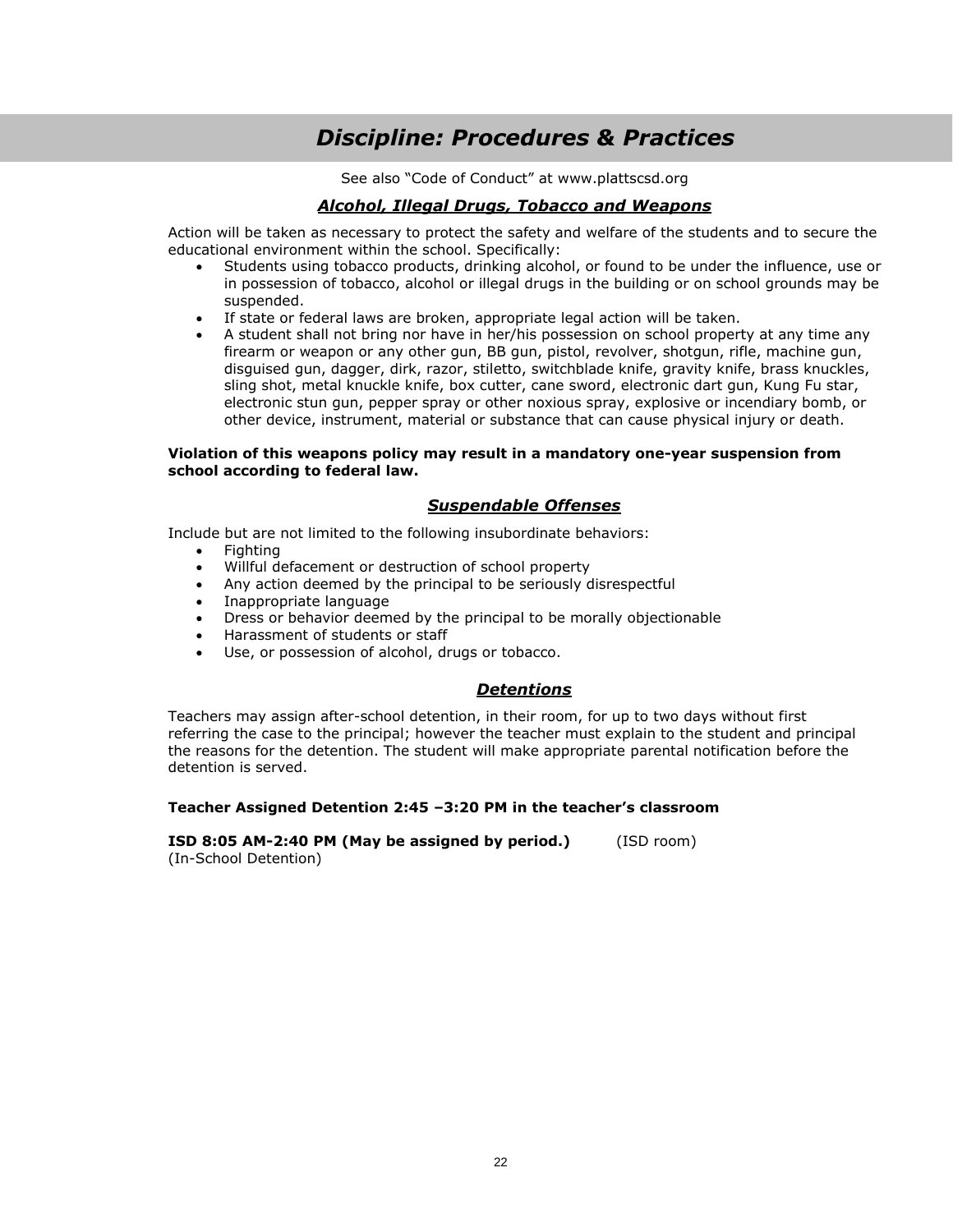# *Discipline: Procedures & Practices*

See also "Code of Conduct" at www.plattscsd.org

## ***Alcohol, Illegal Drugs, Tobacco and Weapons***

Action will be taken as necessary to protect the safety and welfare of the students and to secure the educational environment within the school. Specifically:

- Students using tobacco products, drinking alcohol, or found to be under the influence, use or in possession of tobacco, alcohol or illegal drugs in the building or on school grounds may be suspended.
- If state or federal laws are broken, appropriate legal action will be taken.
- A student shall not bring nor have in her/his possession on school property at any time any firearm or weapon or any other gun, BB gun, pistol, revolver, shotgun, rifle, machine gun, disguised gun, dagger, dirk, razor, stiletto, switchblade knife, gravity knife, brass knuckles, sling shot, metal knuckle knife, box cutter, cane sword, electronic dart gun, Kung Fu star, electronic stun gun, pepper spray or other noxious spray, explosive or incendiary bomb, or other device, instrument, material or substance that can cause physical injury or death.

**Violation of this weapons policy may result in a mandatory one-year suspension from school according to federal law.**

## ***Suspendable Offenses***

Include but are not limited to the following insubordinate behaviors:

- Fighting
- Willful defacement or destruction of school property
- Any action deemed by the principal to be seriously disrespectful
- Inappropriate language
- Dress or behavior deemed by the principal to be morally objectionable
- Harassment of students or staff
- Use, or possession of alcohol, drugs or tobacco.

## ***Detentions***

Teachers may assign after-school detention, in their room, for up to two days without first referring the case to the principal; however the teacher must explain to the student and principal the reasons for the detention. The student will make appropriate parental notification before the detention is served.

**Teacher Assigned Detention 2:45 –3:20 PM in the teacher's classroom**

**ISD 8:05 AM-2:40 PM (May be assigned by period.)** (ISD room)
(In-School Detention)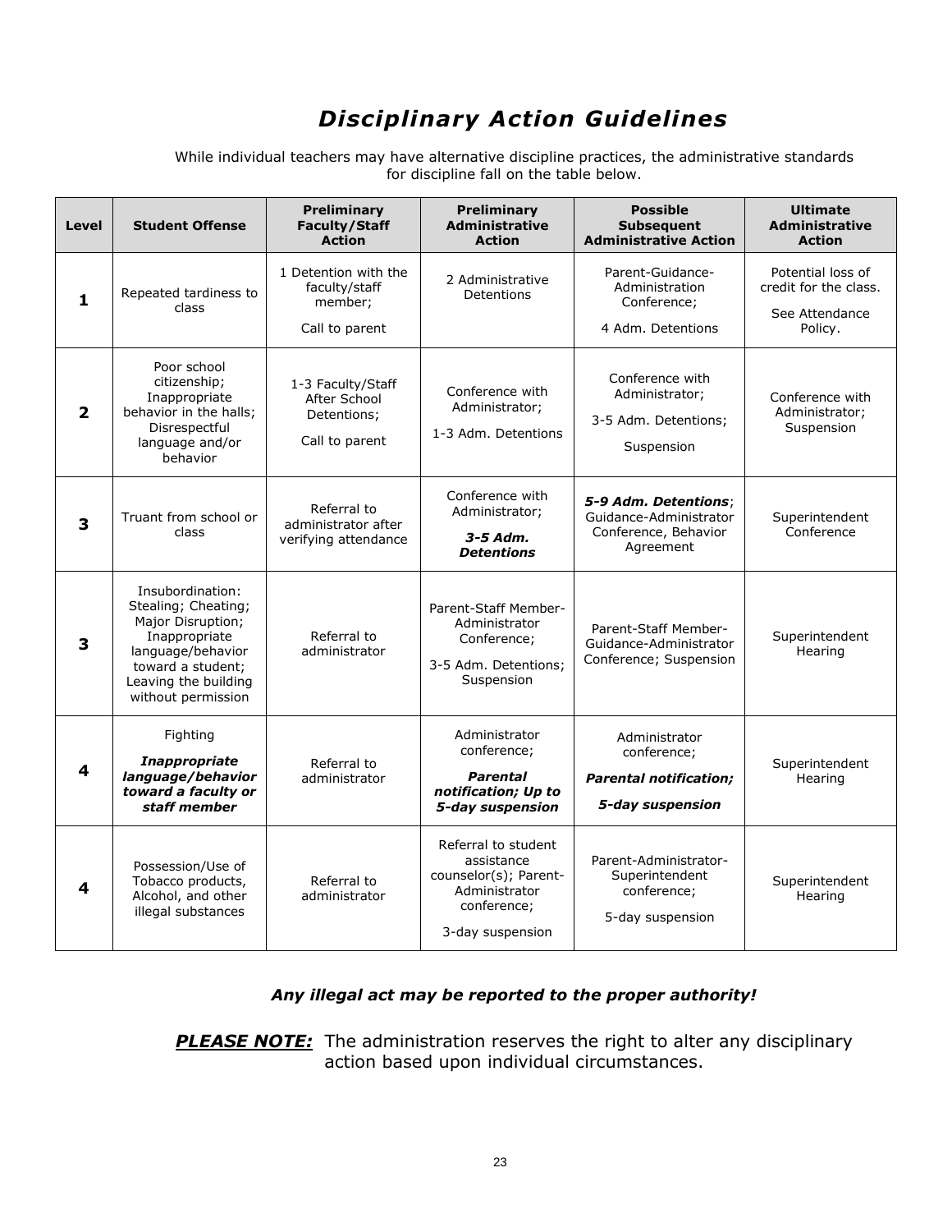# *Disciplinary Action Guidelines*

While individual teachers may have alternative discipline practices, the administrative standards for discipline fall on the table below.

| Level | Student Offense | Preliminary Faculty/Staff Action | Preliminary Administrative Action | Possible Subsequent Administrative Action | Ultimate Administrative Action |
|---|---|---|---|---|---|
| **1** | Repeated tardiness to class | 1 Detention with the faculty/staff member; Call to parent | 2 Administrative Detentions | Parent-Guidance-Administration Conference; 4 Adm. Detentions | Potential loss of credit for the class. See Attendance Policy. |
| **2** | Poor school citizenship; Inappropriate behavior in the halls; Disrespectful language and/or behavior | 1-3 Faculty/Staff After School Detentions; Call to parent | Conference with Administrator; 1-3 Adm. Detentions | Conference with Administrator; 3-5 Adm. Detentions; Suspension | Conference with Administrator; Suspension |
| **3** | Truant from school or class | Referral to administrator after verifying attendance | Conference with Administrator; ***3-5 Adm. Detentions*** | ***5-9 Adm. Detentions***; Guidance-Administrator Conference, Behavior Agreement | Superintendent Conference |
| **3** | Insubordination: Stealing; Cheating; Major Disruption; Inappropriate language/behavior toward a student; Leaving the building without permission | Referral to administrator | Parent-Staff Member-Administrator Conference; 3-5 Adm. Detentions; Suspension | Parent-Staff Member-Guidance-Administrator Conference; Suspension | Superintendent Hearing |
| **4** | Fighting ***Inappropriate language/behavior toward a faculty or staff member*** | Referral to administrator | Administrator conference; ***Parental notification; Up to 5-day suspension*** | Administrator conference; ***Parental notification;*** ***5-day suspension*** | Superintendent Hearing |
| **4** | Possession/Use of Tobacco products, Alcohol, and other illegal substances | Referral to administrator | Referral to student assistance counselor(s); Parent-Administrator conference; 3-day suspension | Parent-Administrator-Superintendent conference; 5-day suspension | Superintendent Hearing |

***Any illegal act may be reported to the proper authority!***

***PLEASE NOTE:*** The administration reserves the right to alter any disciplinary action based upon individual circumstances.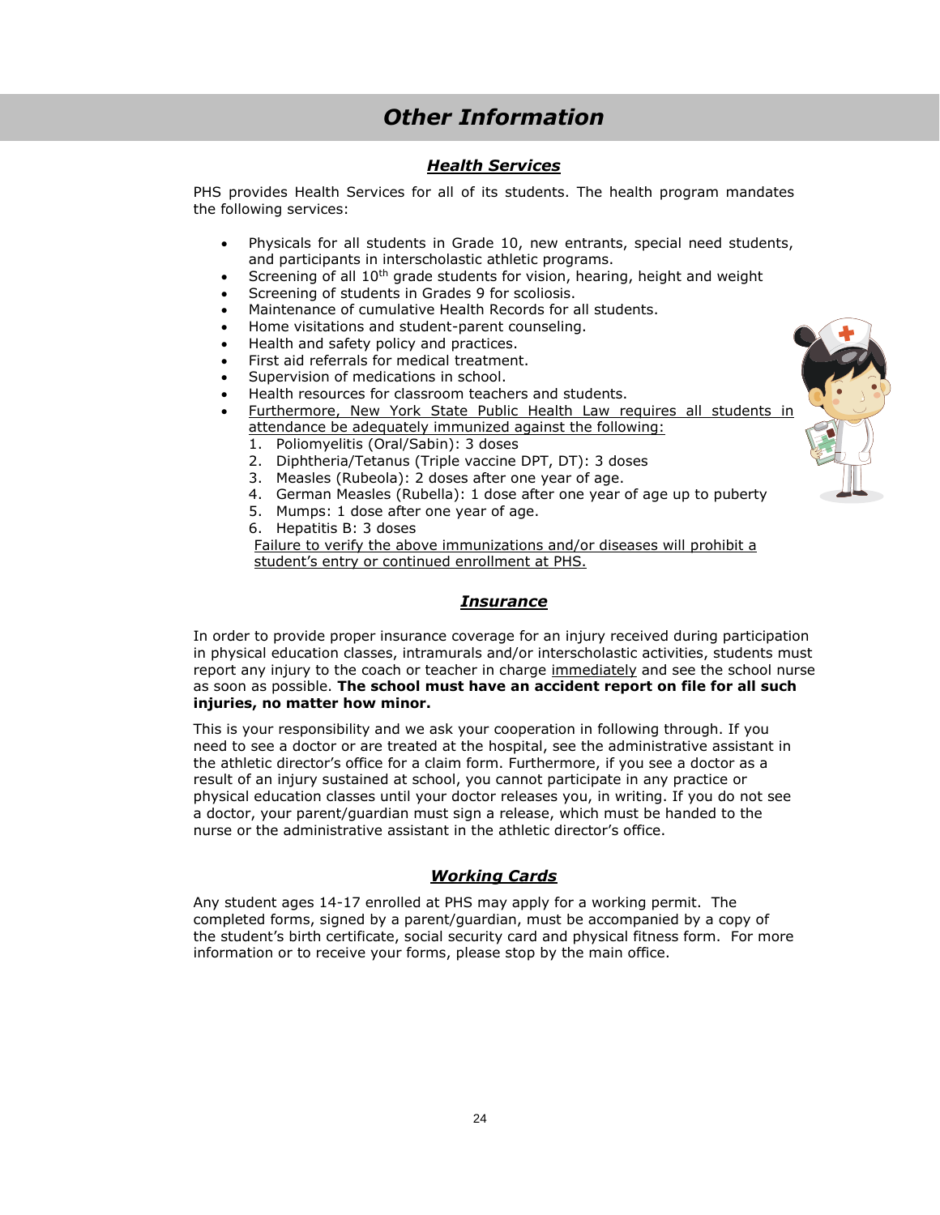# *Other Information*

## ***Health Services***

PHS provides Health Services for all of its students. The health program mandates the following services:

- Physicals for all students in Grade 10, new entrants, special need students, and participants in interscholastic athletic programs.
- Screening of all 10th grade students for vision, hearing, height and weight
- Screening of students in Grades 9 for scoliosis.
- Maintenance of cumulative Health Records for all students.
- Home visitations and student-parent counseling.
- Health and safety policy and practices.
- First aid referrals for medical treatment.
- Supervision of medications in school.
- Health resources for classroom teachers and students.
- Furthermore, New York State Public Health Law requires all students in attendance be adequately immunized against the following:
  1. Poliomyelitis (Oral/Sabin): 3 doses
  2. Diphtheria/Tetanus (Triple vaccine DPT, DT): 3 doses
  3. Measles (Rubeola): 2 doses after one year of age.
  4. German Measles (Rubella): 1 dose after one year of age up to puberty
  5. Mumps: 1 dose after one year of age.
  6. Hepatitis B: 3 doses

  Failure to verify the above immunizations and/or diseases will prohibit a student's entry or continued enrollment at PHS.

## ***Insurance***

In order to provide proper insurance coverage for an injury received during participation in physical education classes, intramurals and/or interscholastic activities, students must report any injury to the coach or teacher in charge immediately and see the school nurse as soon as possible. **The school must have an accident report on file for all such injuries, no matter how minor.**

This is your responsibility and we ask your cooperation in following through. If you need to see a doctor or are treated at the hospital, see the administrative assistant in the athletic director's office for a claim form. Furthermore, if you see a doctor as a result of an injury sustained at school, you cannot participate in any practice or physical education classes until your doctor releases you, in writing. If you do not see a doctor, your parent/guardian must sign a release, which must be handed to the nurse or the administrative assistant in the athletic director's office.

## ***Working Cards***

Any student ages 14-17 enrolled at PHS may apply for a working permit. The completed forms, signed by a parent/guardian, must be accompanied by a copy of the student's birth certificate, social security card and physical fitness form. For more information or to receive your forms, please stop by the main office.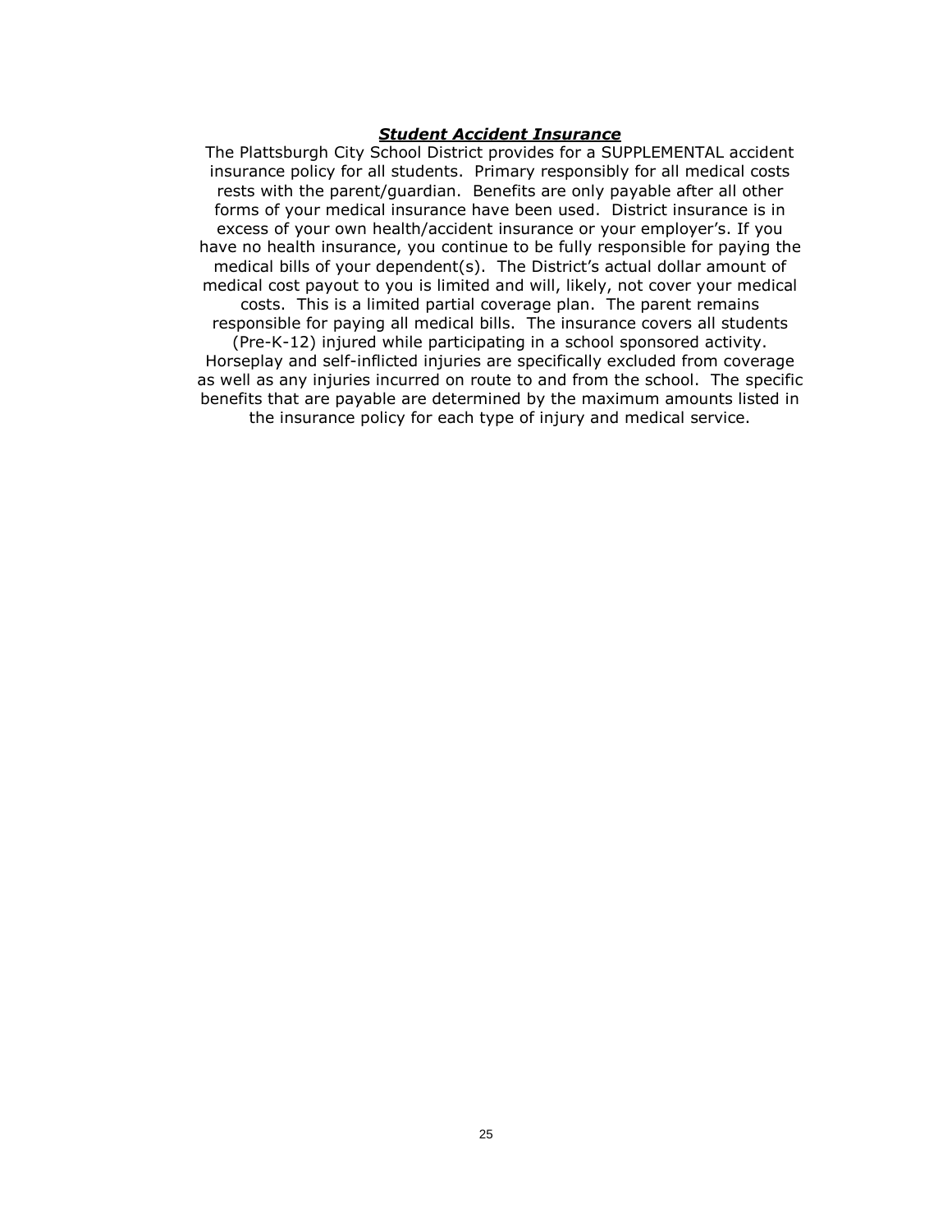***Student Accident Insurance***

The Plattsburgh City School District provides for a SUPPLEMENTAL accident insurance policy for all students. Primary responsibly for all medical costs rests with the parent/guardian. Benefits are only payable after all other forms of your medical insurance have been used. District insurance is in excess of your own health/accident insurance or your employer's. If you have no health insurance, you continue to be fully responsible for paying the medical bills of your dependent(s). The District's actual dollar amount of medical cost payout to you is limited and will, likely, not cover your medical costs. This is a limited partial coverage plan. The parent remains responsible for paying all medical bills. The insurance covers all students (Pre-K-12) injured while participating in a school sponsored activity. Horseplay and self-inflicted injuries are specifically excluded from coverage as well as any injuries incurred on route to and from the school. The specific benefits that are payable are determined by the maximum amounts listed in the insurance policy for each type of injury and medical service.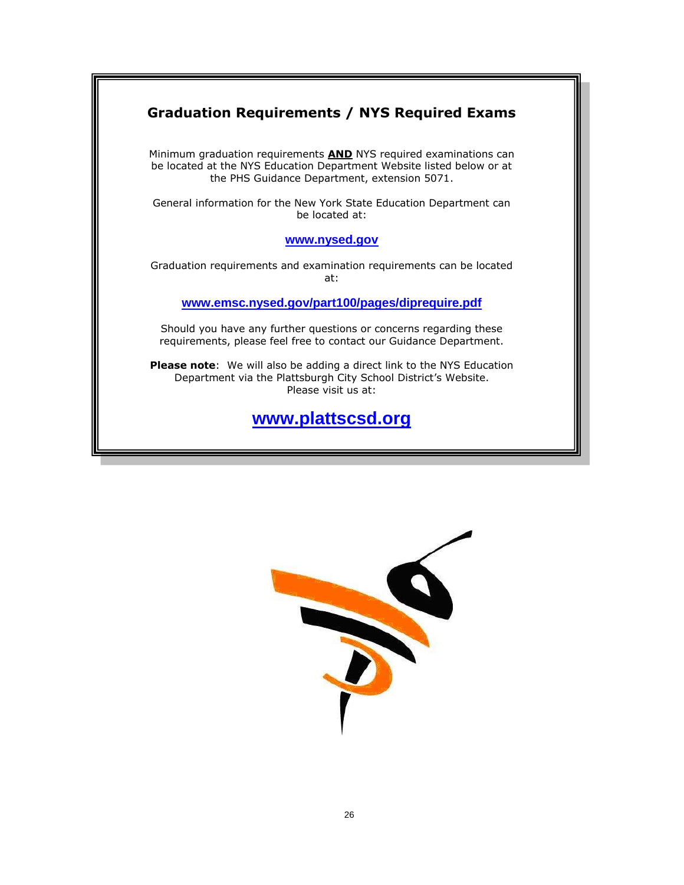## Graduation Requirements / NYS Required Exams

Minimum graduation requirements **AND** NYS required examinations can be located at the NYS Education Department Website listed below or at the PHS Guidance Department, extension 5071.

General information for the New York State Education Department can be located at:

**www.nysed.gov**

Graduation requirements and examination requirements can be located at:

**www.emsc.nysed.gov/part100/pages/diprequire.pdf**

Should you have any further questions or concerns regarding these requirements, please feel free to contact our Guidance Department.

**Please note**: We will also be adding a direct link to the NYS Education Department via the Plattsburgh City School District's Website. Please visit us at:

**www.plattscsd.org**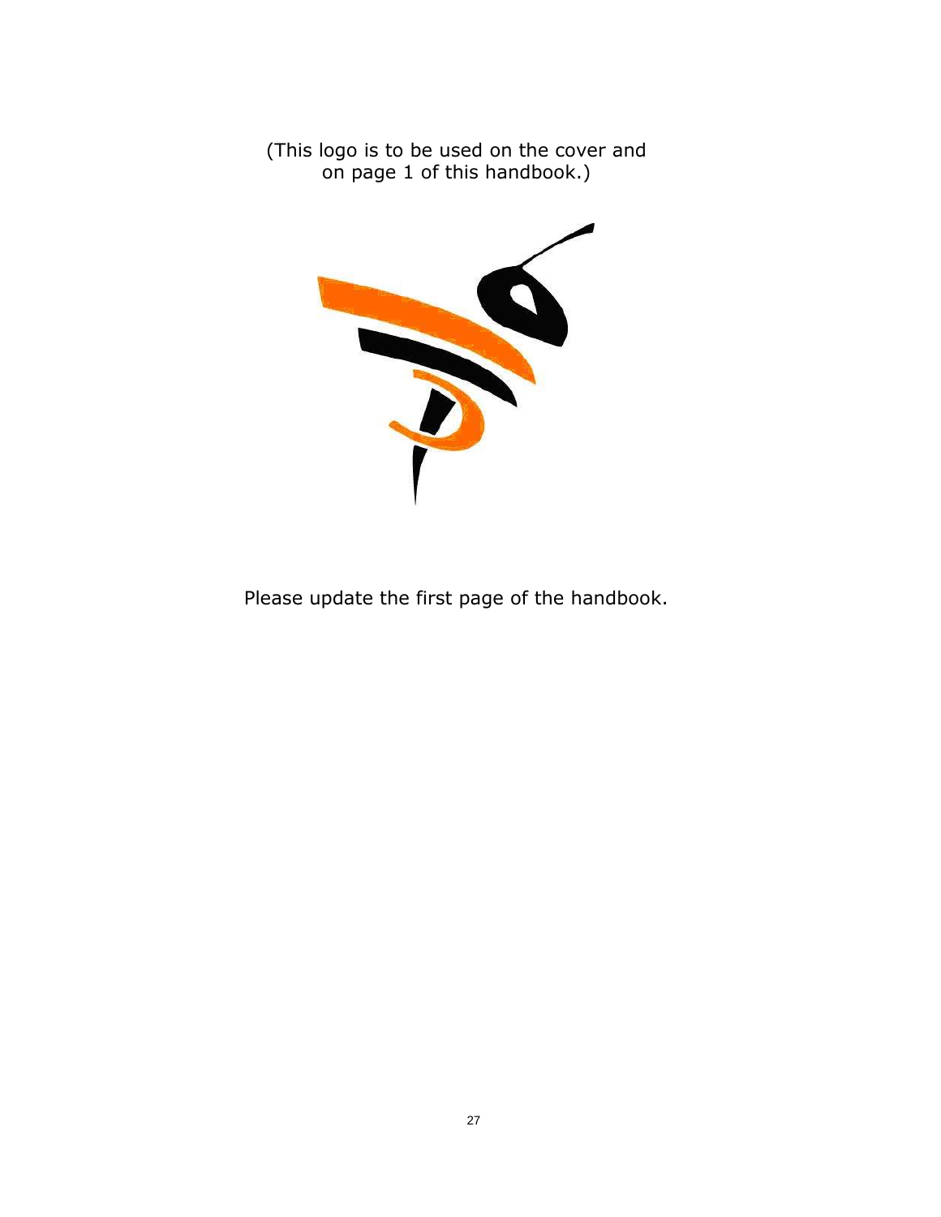(This logo is to be used on the cover and on page 1 of this handbook.)

Please update the first page of the handbook.